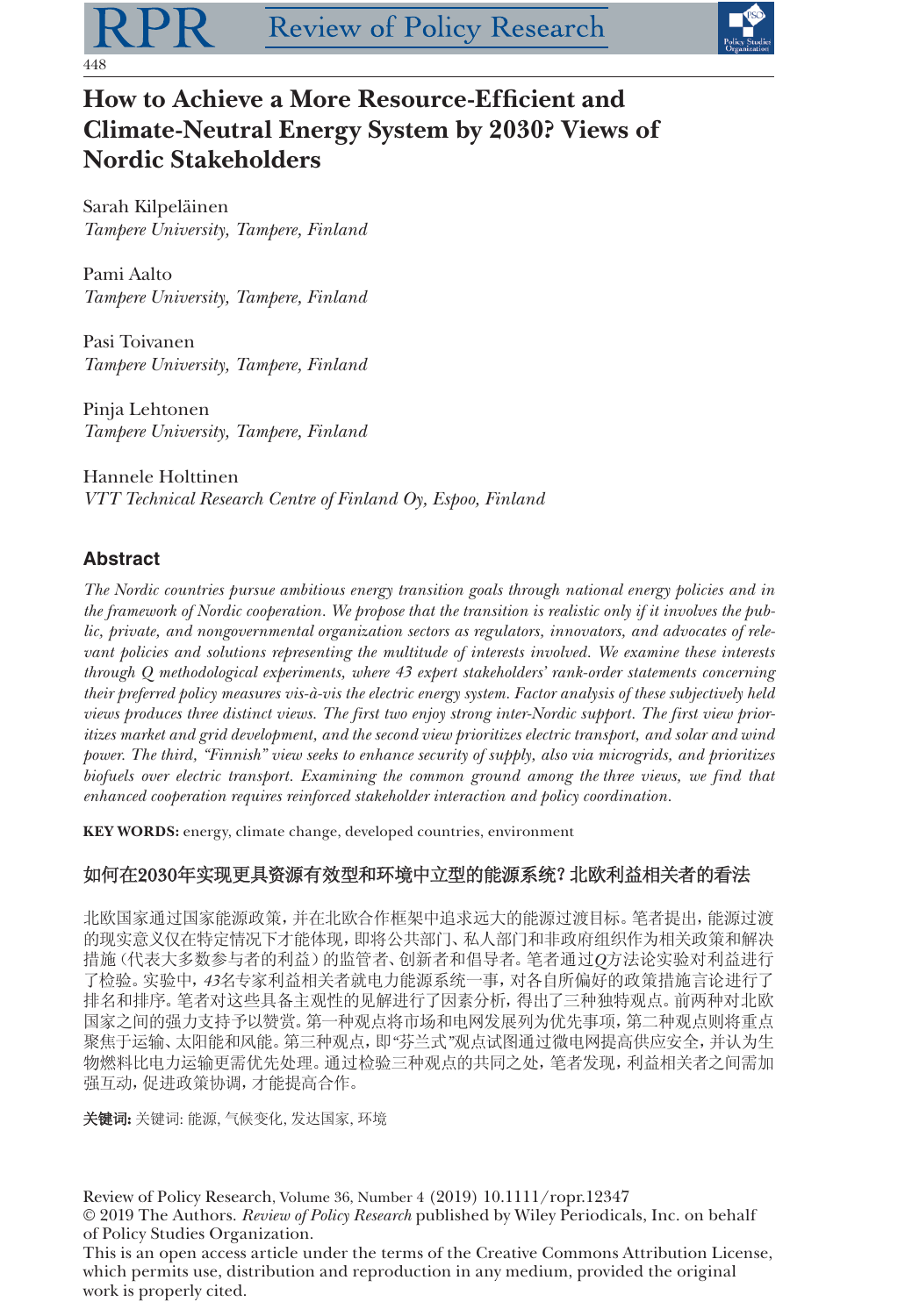# How to Achieve a More Resource-Efficient and Climate-Neutral Energy System by 2030? Views of Nordic Stakeholders

Sarah Kilpeläinen
*Tampere University, Tampere, Finland*

Pami Aalto
*Tampere University, Tampere, Finland*

Pasi Toivanen
*Tampere University, Tampere, Finland*

Pinja Lehtonen
*Tampere University, Tampere, Finland*

Hannele Holttinen
*VTT Technical Research Centre of Finland Oy, Espoo, Finland*

## Abstract

*The Nordic countries pursue ambitious energy transition goals through national energy policies and in the framework of Nordic cooperation. We propose that the transition is realistic only if it involves the public, private, and nongovernmental organization sectors as regulators, innovators, and advocates of relevant policies and solutions representing the multitude of interests involved. We examine these interests through Q methodological experiments, where 43 expert stakeholders' rank-order statements concerning their preferred policy measures vis-à-vis the electric energy system. Factor analysis of these subjectively held views produces three distinct views. The first two enjoy strong inter-Nordic support. The first view prioritizes market and grid development, and the second view prioritizes electric transport, and solar and wind power. The third, "Finnish" view seeks to enhance security of supply, also via microgrids, and prioritizes biofuels over electric transport. Examining the common ground among the three views, we find that enhanced cooperation requires reinforced stakeholder interaction and policy coordination.*

**KEY WORDS:** energy, climate change, developed countries, environment

## 如何在2030年实现更具资源有效型和环境中立型的能源系统？北欧利益相关者的看法

北欧国家通过国家能源政策，并在北欧合作框架中追求远大的能源过渡目标。笔者提出，能源过渡的现实意义仅在特定情况下才能体现，即将公共部门、私人部门和非政府组织作为相关政策和解决措施（代表大多数参与者的利益）的监管者、创新者和倡导者。笔者通过*Q*方法论实验对利益进行了检验。实验中，*43*名专家利益相关者就电力能源系统一事，对各自所偏好的政策措施言论进行了排名和排序。笔者对这些具备主观性的见解进行了因素分析，得出了三种独特观点。前两种对北欧国家之间的强力支持予以赞赏。第一种观点将市场和电网发展列为优先事项，第二种观点则将重点聚焦于运输、太阳能和风能。第三种观点，即"芬兰式"观点试图通过微电网提高供应安全，并认为生物燃料比电力运输更需优先处理。通过检验三种观点的共同之处，笔者发现，利益相关者之间需加强互动，促进政策协调，才能提高合作。

**关键词:** 关键词: 能源, 气候变化, 发达国家, 环境

Review of Policy Research, Volume 36, Number 4 (2019) 10.1111/ropr.12347
© 2019 The Authors. *Review of Policy Research* published by Wiley Periodicals, Inc. on behalf of Policy Studies Organization.
This is an open access article under the terms of the Creative Commons Attribution License, which permits use, distribution and reproduction in any medium, provided the original work is properly cited.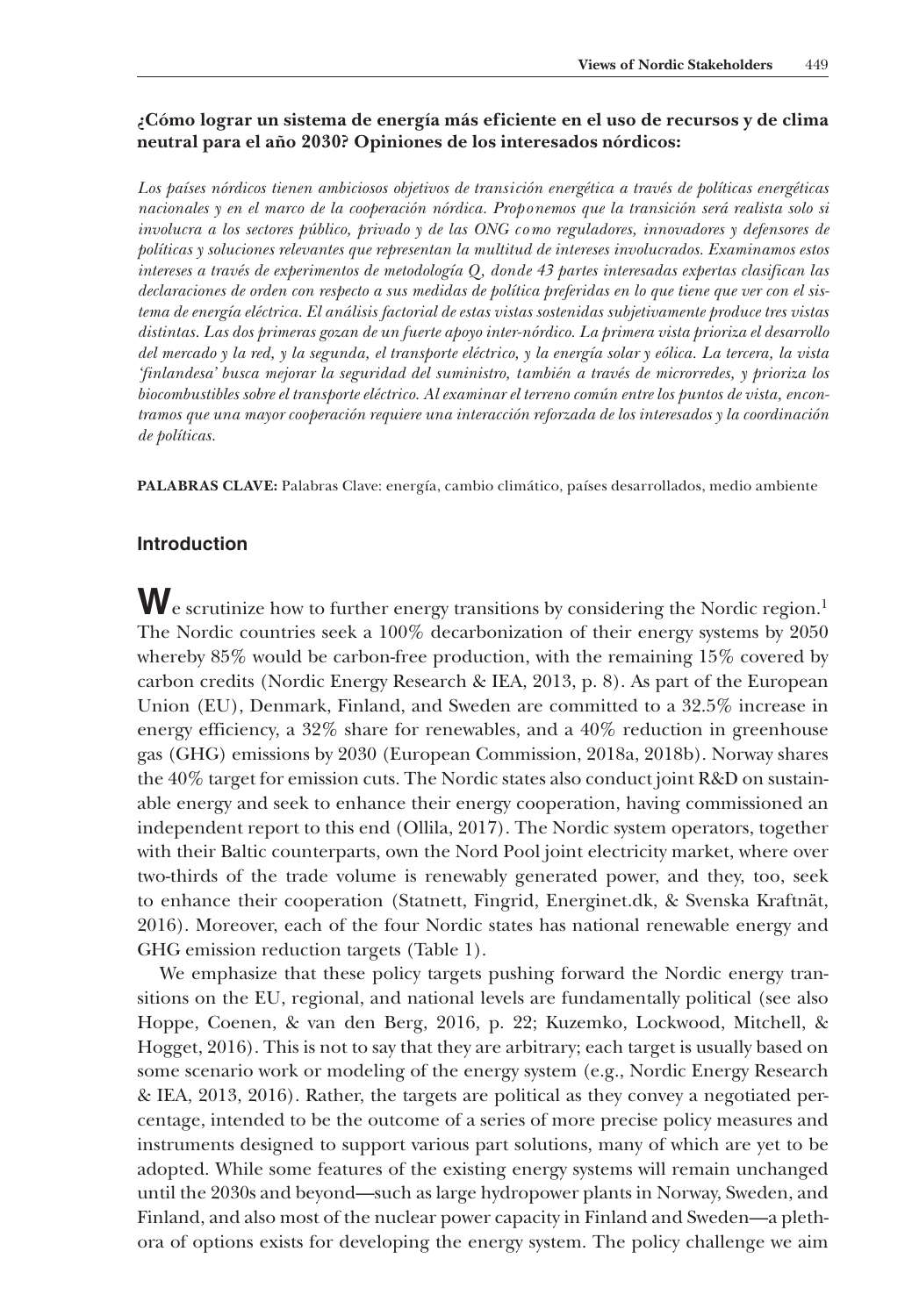**¿Cómo lograr un sistema de energía más eficiente en el uso de recursos y de clima neutral para el año 2030? Opiniones de los interesados nórdicos:**

*Los países nórdicos tienen ambiciosos objetivos de transición energética a través de políticas energéticas nacionales y en el marco de la cooperación nórdica. Proponemos que la transición será realista solo si involucra a los sectores público, privado y de las ONG como reguladores, innovadores y defensores de políticas y soluciones relevantes que representan la multitud de intereses involucrados. Examinamos estos intereses a través de experimentos de metodología Q, donde 43 partes interesadas expertas clasifican las declaraciones de orden con respecto a sus medidas de política preferidas en lo que tiene que ver con el sistema de energía eléctrica. El análisis factorial de estas vistas sostenidas subjetivamente produce tres vistas distintas. Las dos primeras gozan de un fuerte apoyo inter-nórdico. La primera vista prioriza el desarrollo del mercado y la red, y la segunda, el transporte eléctrico, y la energía solar y eólica. La tercera, la vista 'finlandesa' busca mejorar la seguridad del suministro, también a través de microrredes, y prioriza los biocombustibles sobre el transporte eléctrico. Al examinar el terreno común entre los puntos de vista, encontramos que una mayor cooperación requiere una interacción reforzada de los interesados y la coordinación de políticas.*

**PALABRAS CLAVE:** Palabras Clave: energía, cambio climático, países desarrollados, medio ambiente

## Introduction

We scrutinize how to further energy transitions by considering the Nordic region.[1] The Nordic countries seek a 100% decarbonization of their energy systems by 2050 whereby 85% would be carbon-free production, with the remaining 15% covered by carbon credits (Nordic Energy Research & IEA, 2013, p. 8). As part of the European Union (EU), Denmark, Finland, and Sweden are committed to a 32.5% increase in energy efficiency, a 32% share for renewables, and a 40% reduction in greenhouse gas (GHG) emissions by 2030 (European Commission, 2018a, 2018b). Norway shares the 40% target for emission cuts. The Nordic states also conduct joint R&D on sustainable energy and seek to enhance their energy cooperation, having commissioned an independent report to this end (Ollila, 2017). The Nordic system operators, together with their Baltic counterparts, own the Nord Pool joint electricity market, where over two-thirds of the trade volume is renewably generated power, and they, too, seek to enhance their cooperation (Statnett, Fingrid, Energinet.dk, & Svenska Kraftnät, 2016). Moreover, each of the four Nordic states has national renewable energy and GHG emission reduction targets (Table 1).

We emphasize that these policy targets pushing forward the Nordic energy transitions on the EU, regional, and national levels are fundamentally political (see also Hoppe, Coenen, & van den Berg, 2016, p. 22; Kuzemko, Lockwood, Mitchell, & Hogget, 2016). This is not to say that they are arbitrary; each target is usually based on some scenario work or modeling of the energy system (e.g., Nordic Energy Research & IEA, 2013, 2016). Rather, the targets are political as they convey a negotiated percentage, intended to be the outcome of a series of more precise policy measures and instruments designed to support various part solutions, many of which are yet to be adopted. While some features of the existing energy systems will remain unchanged until the 2030s and beyond—such as large hydropower plants in Norway, Sweden, and Finland, and also most of the nuclear power capacity in Finland and Sweden—a plethora of options exists for developing the energy system. The policy challenge we aim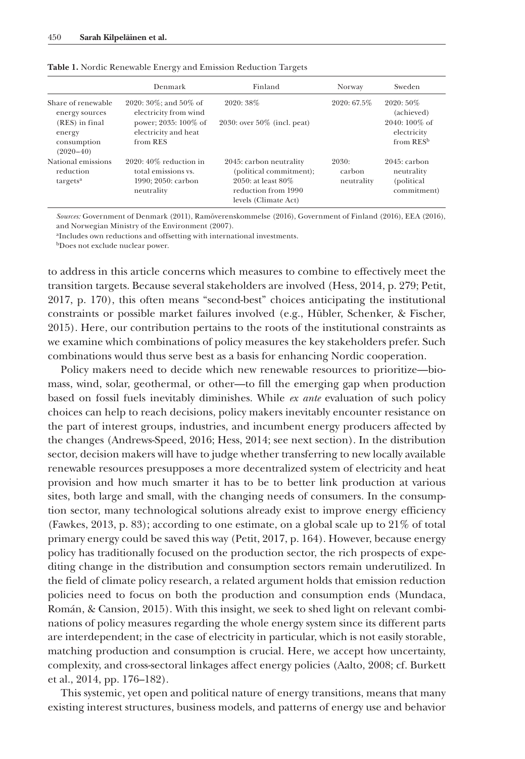**Table 1.** Nordic Renewable Energy and Emission Reduction Targets

| | Denmark | Finland | Norway | Sweden |
|---|---|---|---|---|
| Share of renewable energy sources (RES) in final energy consumption (2020–40) | 2020: 30%; and 50% of electricity from wind power; 2035: 100% of electricity and heat from RES | 2020: 38%<br>2030: over 50% (incl. peat) | 2020: 67.5% | 2020: 50% (achieved)<br>2040: 100% of electricity from RES[b] |
| National emissions reduction targets[a] | 2020: 40% reduction in total emissions vs. 1990; 2050: carbon neutrality | 2045: carbon neutrality (political commitment); 2050: at least 80% reduction from 1990 levels (Climate Act) | 2030: carbon neutrality | 2045: carbon neutrality (political commitment) |

*Sources:* Government of Denmark (2011), Ramöverenskommelse (2016), Government of Finland (2016), EEA (2016), and Norwegian Ministry of the Environment (2007).

[a]Includes own reductions and offsetting with international investments.

[b]Does not exclude nuclear power.

to address in this article concerns which measures to combine to effectively meet the transition targets. Because several stakeholders are involved (Hess, 2014, p. 279; Petit, 2017, p. 170), this often means "second-best" choices anticipating the institutional constraints or possible market failures involved (e.g., Hübler, Schenker, & Fischer, 2015). Here, our contribution pertains to the roots of the institutional constraints as we examine which combinations of policy measures the key stakeholders prefer. Such combinations would thus serve best as a basis for enhancing Nordic cooperation.

Policy makers need to decide which new renewable resources to prioritize—biomass, wind, solar, geothermal, or other—to fill the emerging gap when production based on fossil fuels inevitably diminishes. While *ex ante* evaluation of such policy choices can help to reach decisions, policy makers inevitably encounter resistance on the part of interest groups, industries, and incumbent energy producers affected by the changes (Andrews-Speed, 2016; Hess, 2014; see next section). In the distribution sector, decision makers will have to judge whether transferring to new locally available renewable resources presupposes a more decentralized system of electricity and heat provision and how much smarter it has to be to better link production at various sites, both large and small, with the changing needs of consumers. In the consumption sector, many technological solutions already exist to improve energy efficiency (Fawkes, 2013, p. 83); according to one estimate, on a global scale up to 21% of total primary energy could be saved this way (Petit, 2017, p. 164). However, because energy policy has traditionally focused on the production sector, the rich prospects of expediting change in the distribution and consumption sectors remain underutilized. In the field of climate policy research, a related argument holds that emission reduction policies need to focus on both the production and consumption ends (Mundaca, Román, & Cansion, 2015). With this insight, we seek to shed light on relevant combinations of policy measures regarding the whole energy system since its different parts are interdependent; in the case of electricity in particular, which is not easily storable, matching production and consumption is crucial. Here, we accept how uncertainty, complexity, and cross-sectoral linkages affect energy policies (Aalto, 2008; cf. Burkett et al., 2014, pp. 176–182).

This systemic, yet open and political nature of energy transitions, means that many existing interest structures, business models, and patterns of energy use and behavior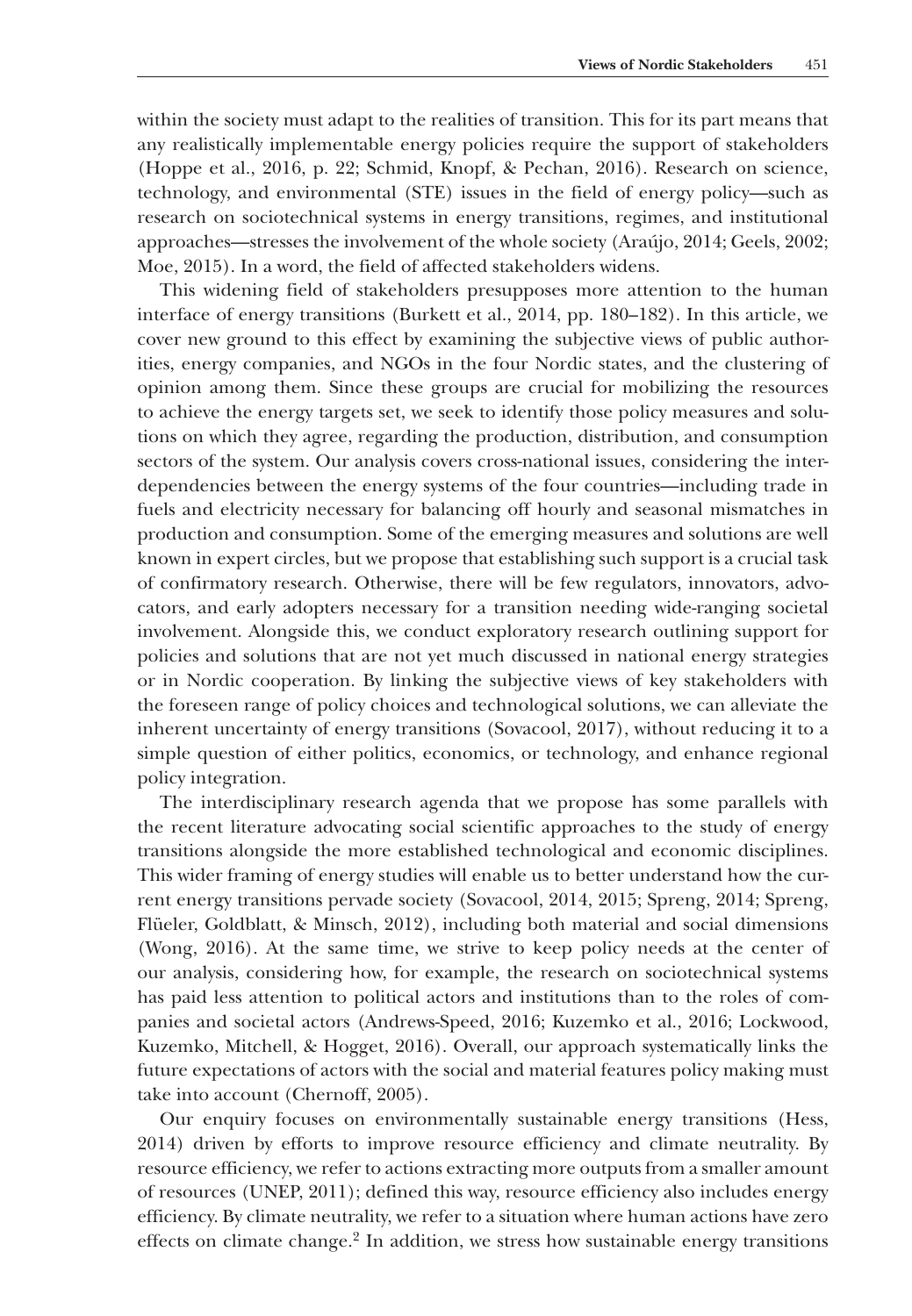within the society must adapt to the realities of transition. This for its part means that any realistically implementable energy policies require the support of stakeholders (Hoppe et al., 2016, p. 22; Schmid, Knopf, & Pechan, 2016). Research on science, technology, and environmental (STE) issues in the field of energy policy—such as research on sociotechnical systems in energy transitions, regimes, and institutional approaches—stresses the involvement of the whole society (Araújo, 2014; Geels, 2002; Moe, 2015). In a word, the field of affected stakeholders widens.

This widening field of stakeholders presupposes more attention to the human interface of energy transitions (Burkett et al., 2014, pp. 180–182). In this article, we cover new ground to this effect by examining the subjective views of public authorities, energy companies, and NGOs in the four Nordic states, and the clustering of opinion among them. Since these groups are crucial for mobilizing the resources to achieve the energy targets set, we seek to identify those policy measures and solutions on which they agree, regarding the production, distribution, and consumption sectors of the system. Our analysis covers cross-national issues, considering the interdependencies between the energy systems of the four countries—including trade in fuels and electricity necessary for balancing off hourly and seasonal mismatches in production and consumption. Some of the emerging measures and solutions are well known in expert circles, but we propose that establishing such support is a crucial task of confirmatory research. Otherwise, there will be few regulators, innovators, advocators, and early adopters necessary for a transition needing wide-ranging societal involvement. Alongside this, we conduct exploratory research outlining support for policies and solutions that are not yet much discussed in national energy strategies or in Nordic cooperation. By linking the subjective views of key stakeholders with the foreseen range of policy choices and technological solutions, we can alleviate the inherent uncertainty of energy transitions (Sovacool, 2017), without reducing it to a simple question of either politics, economics, or technology, and enhance regional policy integration.

The interdisciplinary research agenda that we propose has some parallels with the recent literature advocating social scientific approaches to the study of energy transitions alongside the more established technological and economic disciplines. This wider framing of energy studies will enable us to better understand how the current energy transitions pervade society (Sovacool, 2014, 2015; Spreng, 2014; Spreng, Flüeler, Goldblatt, & Minsch, 2012), including both material and social dimensions (Wong, 2016). At the same time, we strive to keep policy needs at the center of our analysis, considering how, for example, the research on sociotechnical systems has paid less attention to political actors and institutions than to the roles of companies and societal actors (Andrews-Speed, 2016; Kuzemko et al., 2016; Lockwood, Kuzemko, Mitchell, & Hogget, 2016). Overall, our approach systematically links the future expectations of actors with the social and material features policy making must take into account (Chernoff, 2005).

Our enquiry focuses on environmentally sustainable energy transitions (Hess, 2014) driven by efforts to improve resource efficiency and climate neutrality. By resource efficiency, we refer to actions extracting more outputs from a smaller amount of resources (UNEP, 2011); defined this way, resource efficiency also includes energy efficiency. By climate neutrality, we refer to a situation where human actions have zero effects on climate change.[2] In addition, we stress how sustainable energy transitions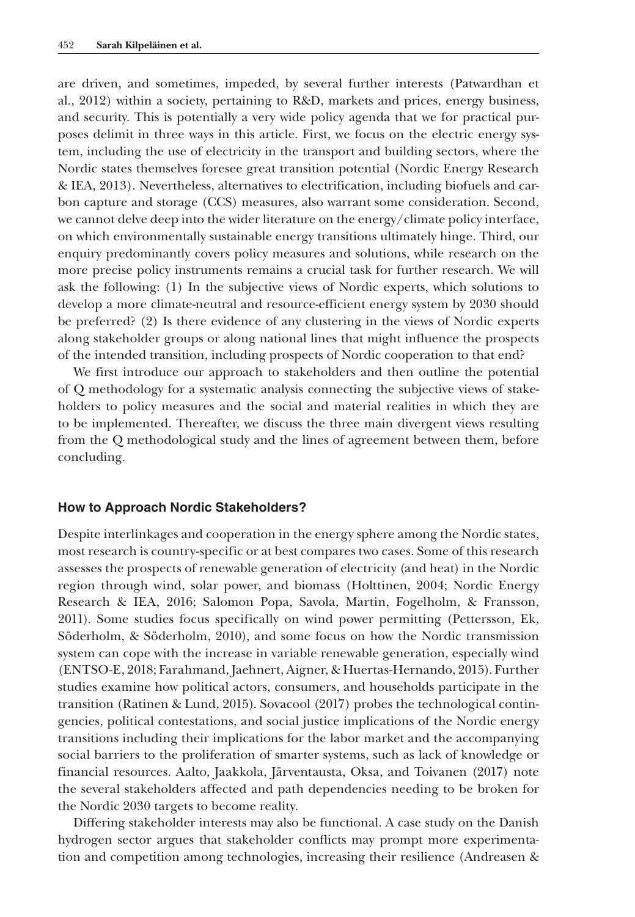are driven, and sometimes, impeded, by several further interests (Patwardhan et al., 2012) within a society, pertaining to R&D, markets and prices, energy business, and security. This is potentially a very wide policy agenda that we for practical purposes delimit in three ways in this article. First, we focus on the electric energy system, including the use of electricity in the transport and building sectors, where the Nordic states themselves foresee great transition potential (Nordic Energy Research & IEA, 2013). Nevertheless, alternatives to electrification, including biofuels and carbon capture and storage (CCS) measures, also warrant some consideration. Second, we cannot delve deep into the wider literature on the energy/climate policy interface, on which environmentally sustainable energy transitions ultimately hinge. Third, our enquiry predominantly covers policy measures and solutions, while research on the more precise policy instruments remains a crucial task for further research. We will ask the following: (1) In the subjective views of Nordic experts, which solutions to develop a more climate-neutral and resource-efficient energy system by 2030 should be preferred? (2) Is there evidence of any clustering in the views of Nordic experts along stakeholder groups or along national lines that might influence the prospects of the intended transition, including prospects of Nordic cooperation to that end?

We first introduce our approach to stakeholders and then outline the potential of Q methodology for a systematic analysis connecting the subjective views of stakeholders to policy measures and the social and material realities in which they are to be implemented. Thereafter, we discuss the three main divergent views resulting from the Q methodological study and the lines of agreement between them, before concluding.

## How to Approach Nordic Stakeholders?

Despite interlinkages and cooperation in the energy sphere among the Nordic states, most research is country-specific or at best compares two cases. Some of this research assesses the prospects of renewable generation of electricity (and heat) in the Nordic region through wind, solar power, and biomass (Holttinen, 2004; Nordic Energy Research & IEA, 2016; Salomon Popa, Savola, Martin, Fogelholm, & Fransson, 2011). Some studies focus specifically on wind power permitting (Pettersson, Ek, Söderholm, & Söderholm, 2010), and some focus on how the Nordic transmission system can cope with the increase in variable renewable generation, especially wind (ENTSO-E, 2018; Farahmand, Jaehnert, Aigner, & Huertas-Hernando, 2015). Further studies examine how political actors, consumers, and households participate in the transition (Ratinen & Lund, 2015). Sovacool (2017) probes the technological contingencies, political contestations, and social justice implications of the Nordic energy transitions including their implications for the labor market and the accompanying social barriers to the proliferation of smarter systems, such as lack of knowledge or financial resources. Aalto, Jaakkola, Järventausta, Oksa, and Toivanen (2017) note the several stakeholders affected and path dependencies needing to be broken for the Nordic 2030 targets to become reality.

Differing stakeholder interests may also be functional. A case study on the Danish hydrogen sector argues that stakeholder conflicts may prompt more experimentation and competition among technologies, increasing their resilience (Andreasen &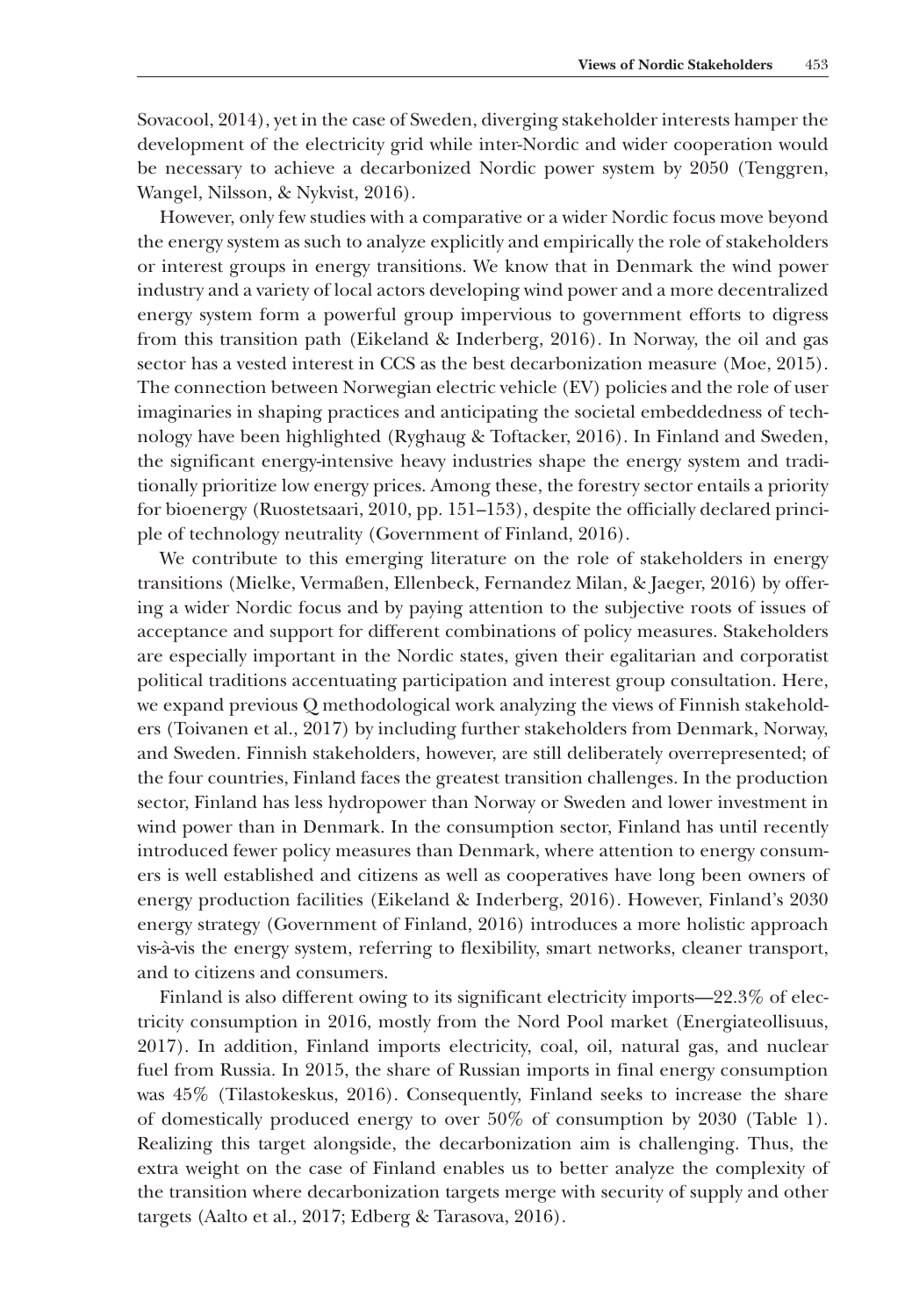Sovacool, 2014), yet in the case of Sweden, diverging stakeholder interests hamper the development of the electricity grid while inter-Nordic and wider cooperation would be necessary to achieve a decarbonized Nordic power system by 2050 (Tenggren, Wangel, Nilsson, & Nykvist, 2016).

However, only few studies with a comparative or a wider Nordic focus move beyond the energy system as such to analyze explicitly and empirically the role of stakeholders or interest groups in energy transitions. We know that in Denmark the wind power industry and a variety of local actors developing wind power and a more decentralized energy system form a powerful group impervious to government efforts to digress from this transition path (Eikeland & Inderberg, 2016). In Norway, the oil and gas sector has a vested interest in CCS as the best decarbonization measure (Moe, 2015). The connection between Norwegian electric vehicle (EV) policies and the role of user imaginaries in shaping practices and anticipating the societal embeddedness of technology have been highlighted (Ryghaug & Toftacker, 2016). In Finland and Sweden, the significant energy-intensive heavy industries shape the energy system and traditionally prioritize low energy prices. Among these, the forestry sector entails a priority for bioenergy (Ruostetsaari, 2010, pp. 151–153), despite the officially declared principle of technology neutrality (Government of Finland, 2016).

We contribute to this emerging literature on the role of stakeholders in energy transitions (Mielke, Vermaßen, Ellenbeck, Fernandez Milan, & Jaeger, 2016) by offering a wider Nordic focus and by paying attention to the subjective roots of issues of acceptance and support for different combinations of policy measures. Stakeholders are especially important in the Nordic states, given their egalitarian and corporatist political traditions accentuating participation and interest group consultation. Here, we expand previous Q methodological work analyzing the views of Finnish stakeholders (Toivanen et al., 2017) by including further stakeholders from Denmark, Norway, and Sweden. Finnish stakeholders, however, are still deliberately overrepresented; of the four countries, Finland faces the greatest transition challenges. In the production sector, Finland has less hydropower than Norway or Sweden and lower investment in wind power than in Denmark. In the consumption sector, Finland has until recently introduced fewer policy measures than Denmark, where attention to energy consumers is well established and citizens as well as cooperatives have long been owners of energy production facilities (Eikeland & Inderberg, 2016). However, Finland's 2030 energy strategy (Government of Finland, 2016) introduces a more holistic approach vis-à-vis the energy system, referring to flexibility, smart networks, cleaner transport, and to citizens and consumers.

Finland is also different owing to its significant electricity imports—22.3% of electricity consumption in 2016, mostly from the Nord Pool market (Energiateollisuus, 2017). In addition, Finland imports electricity, coal, oil, natural gas, and nuclear fuel from Russia. In 2015, the share of Russian imports in final energy consumption was 45% (Tilastokeskus, 2016). Consequently, Finland seeks to increase the share of domestically produced energy to over 50% of consumption by 2030 (Table 1). Realizing this target alongside, the decarbonization aim is challenging. Thus, the extra weight on the case of Finland enables us to better analyze the complexity of the transition where decarbonization targets merge with security of supply and other targets (Aalto et al., 2017; Edberg & Tarasova, 2016).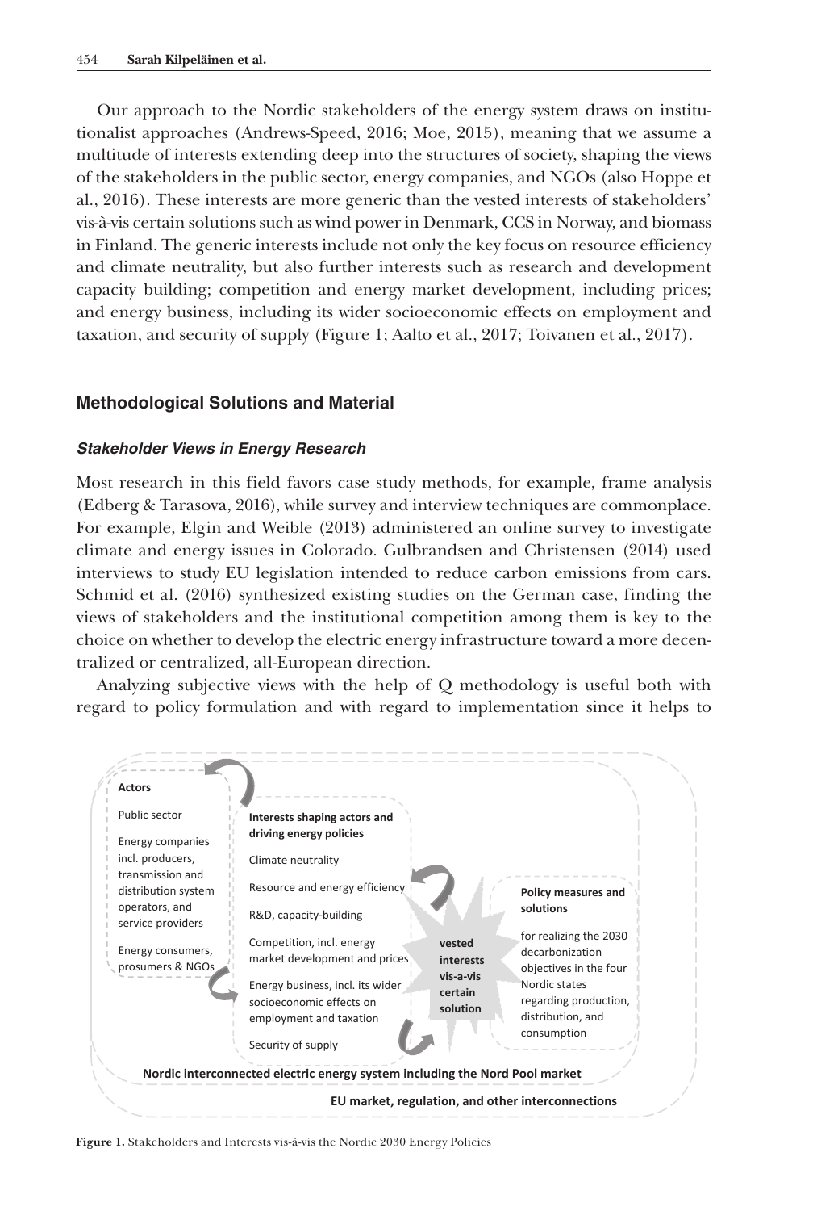Our approach to the Nordic stakeholders of the energy system draws on institutionalist approaches (Andrews-Speed, 2016; Moe, 2015), meaning that we assume a multitude of interests extending deep into the structures of society, shaping the views of the stakeholders in the public sector, energy companies, and NGOs (also Hoppe et al., 2016). These interests are more generic than the vested interests of stakeholders' vis-à-vis certain solutions such as wind power in Denmark, CCS in Norway, and biomass in Finland. The generic interests include not only the key focus on resource efficiency and climate neutrality, but also further interests such as research and development capacity building; competition and energy market development, including prices; and energy business, including its wider socioeconomic effects on employment and taxation, and security of supply (Figure 1; Aalto et al., 2017; Toivanen et al., 2017).

## Methodological Solutions and Material

### *Stakeholder Views in Energy Research*

Most research in this field favors case study methods, for example, frame analysis (Edberg & Tarasova, 2016), while survey and interview techniques are commonplace. For example, Elgin and Weible (2013) administered an online survey to investigate climate and energy issues in Colorado. Gulbrandsen and Christensen (2014) used interviews to study EU legislation intended to reduce carbon emissions from cars. Schmid et al. (2016) synthesized existing studies on the German case, finding the views of stakeholders and the institutional competition among them is key to the choice on whether to develop the electric energy infrastructure toward a more decentralized or centralized, all-European direction.

Analyzing subjective views with the help of Q methodology is useful both with regard to policy formulation and with regard to implementation since it helps to

**Actors**

Public sector

Energy companies incl. producers, transmission and distribution system operators, and service providers

Energy consumers, prosumers & NGOs

**Interests shaping actors and driving energy policies**

Climate neutrality

Resource and energy efficiency

R&D, capacity-building

Competition, incl. energy market development and prices

Energy business, incl. its wider socioeconomic effects on employment and taxation

Security of supply

**vested interests vis-a-vis certain solution**

**Policy measures and solutions**

for realizing the 2030 decarbonization objectives in the four Nordic states regarding production, distribution, and consumption

**Nordic interconnected electric energy system including the Nord Pool market**

**EU market, regulation, and other interconnections**

**Figure 1.** Stakeholders and Interests vis-à-vis the Nordic 2030 Energy Policies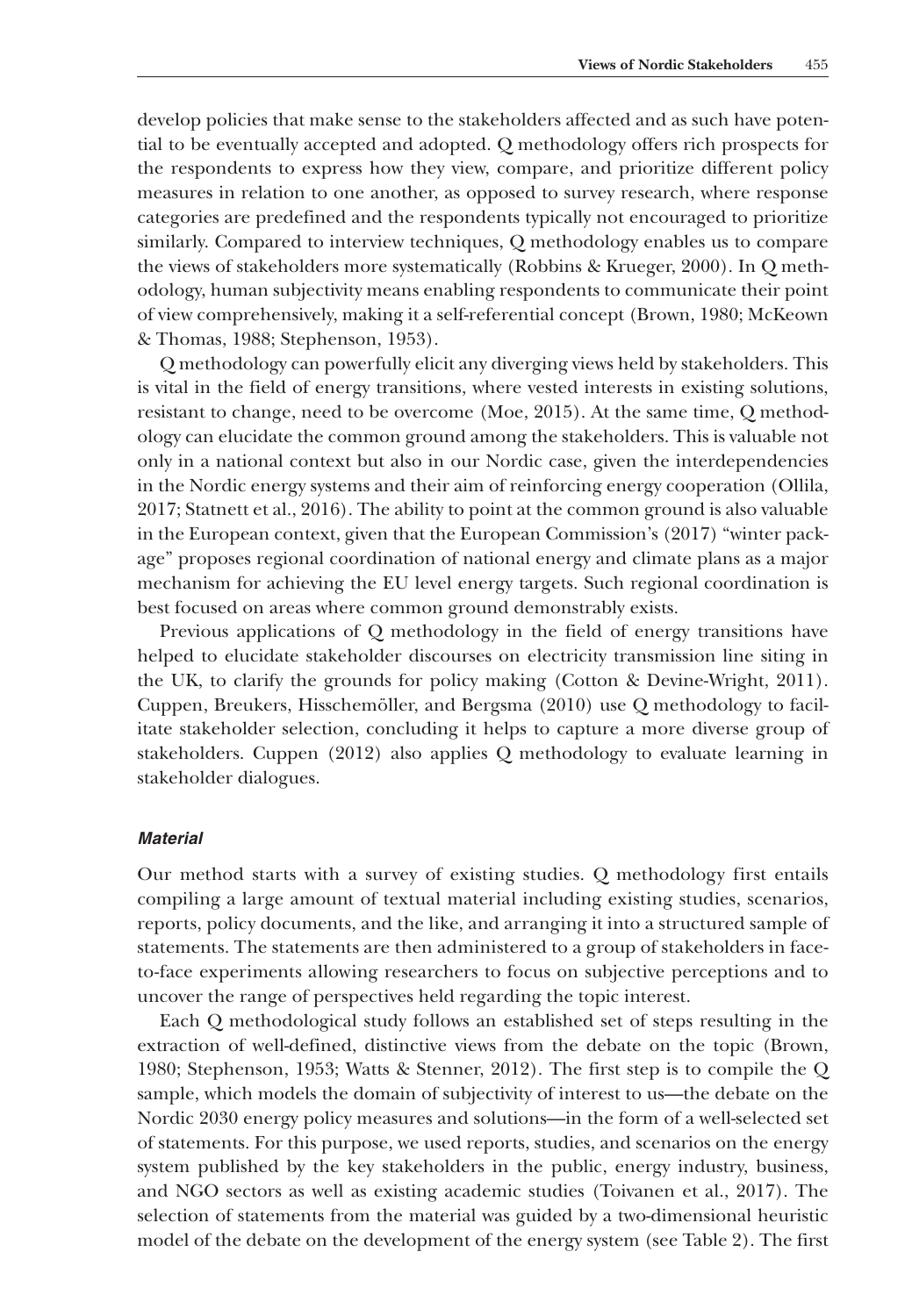develop policies that make sense to the stakeholders affected and as such have potential to be eventually accepted and adopted. Q methodology offers rich prospects for the respondents to express how they view, compare, and prioritize different policy measures in relation to one another, as opposed to survey research, where response categories are predefined and the respondents typically not encouraged to prioritize similarly. Compared to interview techniques, Q methodology enables us to compare the views of stakeholders more systematically (Robbins & Krueger, 2000). In Q methodology, human subjectivity means enabling respondents to communicate their point of view comprehensively, making it a self-referential concept (Brown, 1980; McKeown & Thomas, 1988; Stephenson, 1953).

Q methodology can powerfully elicit any diverging views held by stakeholders. This is vital in the field of energy transitions, where vested interests in existing solutions, resistant to change, need to be overcome (Moe, 2015). At the same time, Q methodology can elucidate the common ground among the stakeholders. This is valuable not only in a national context but also in our Nordic case, given the interdependencies in the Nordic energy systems and their aim of reinforcing energy cooperation (Ollila, 2017; Statnett et al., 2016). The ability to point at the common ground is also valuable in the European context, given that the European Commission's (2017) "winter package" proposes regional coordination of national energy and climate plans as a major mechanism for achieving the EU level energy targets. Such regional coordination is best focused on areas where common ground demonstrably exists.

Previous applications of Q methodology in the field of energy transitions have helped to elucidate stakeholder discourses on electricity transmission line siting in the UK, to clarify the grounds for policy making (Cotton & Devine-Wright, 2011). Cuppen, Breukers, Hisschemöller, and Bergsma (2010) use Q methodology to facilitate stakeholder selection, concluding it helps to capture a more diverse group of stakeholders. Cuppen (2012) also applies Q methodology to evaluate learning in stakeholder dialogues.

### *Material*

Our method starts with a survey of existing studies. Q methodology first entails compiling a large amount of textual material including existing studies, scenarios, reports, policy documents, and the like, and arranging it into a structured sample of statements. The statements are then administered to a group of stakeholders in face-to-face experiments allowing researchers to focus on subjective perceptions and to uncover the range of perspectives held regarding the topic interest.

Each Q methodological study follows an established set of steps resulting in the extraction of well-defined, distinctive views from the debate on the topic (Brown, 1980; Stephenson, 1953; Watts & Stenner, 2012). The first step is to compile the Q sample, which models the domain of subjectivity of interest to us—the debate on the Nordic 2030 energy policy measures and solutions—in the form of a well-selected set of statements. For this purpose, we used reports, studies, and scenarios on the energy system published by the key stakeholders in the public, energy industry, business, and NGO sectors as well as existing academic studies (Toivanen et al., 2017). The selection of statements from the material was guided by a two-dimensional heuristic model of the debate on the development of the energy system (see Table 2). The first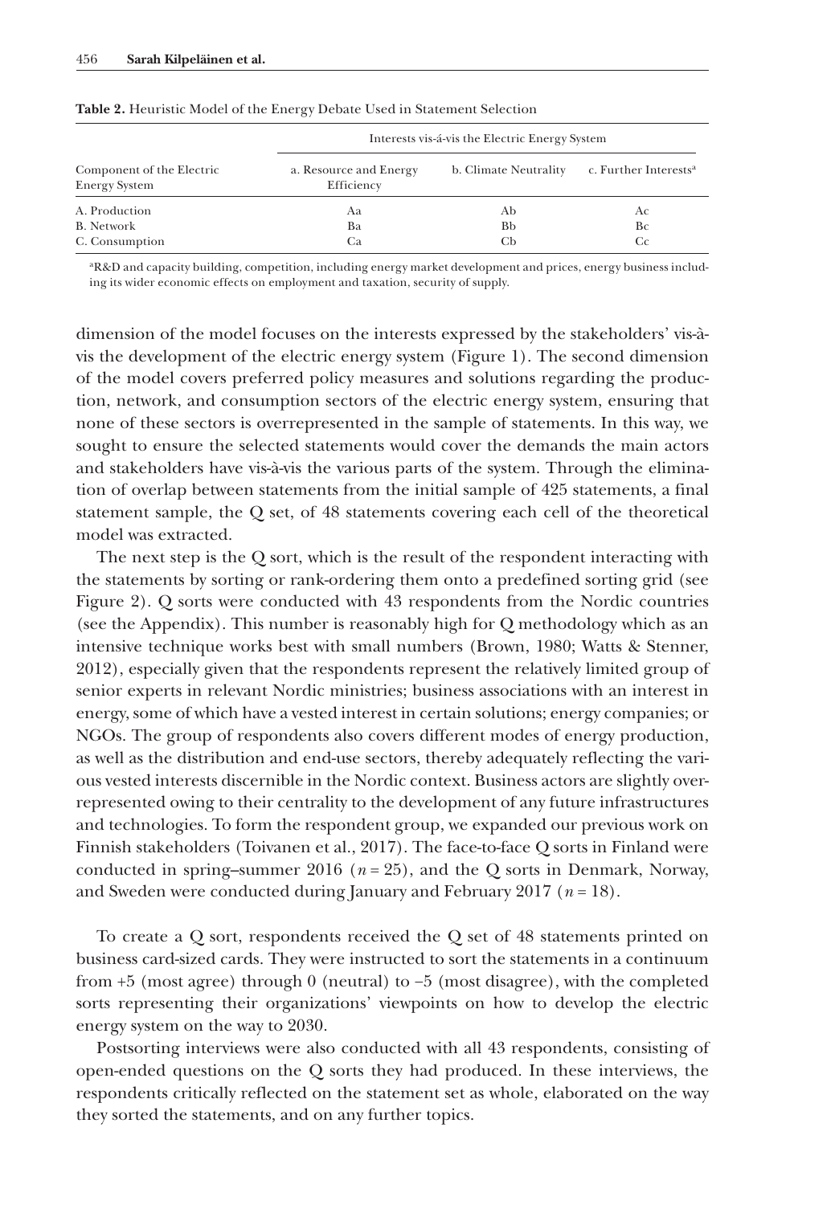**Table 2.** Heuristic Model of the Energy Debate Used in Statement Selection

| Component of the Electric Energy System | Interests vis-á-vis the Electric Energy System | | |
|---|---|---|---|
| | a. Resource and Energy Efficiency | b. Climate Neutrality | c. Further Interests[a] |
| A. Production | Aa | Ab | Ac |
| B. Network | Ba | Bb | Bc |
| C. Consumption | Ca | Cb | Cc |

[a]R&D and capacity building, competition, including energy market development and prices, energy business including its wider economic effects on employment and taxation, security of supply.

dimension of the model focuses on the interests expressed by the stakeholders' vis-à-vis the development of the electric energy system (Figure 1). The second dimension of the model covers preferred policy measures and solutions regarding the production, network, and consumption sectors of the electric energy system, ensuring that none of these sectors is overrepresented in the sample of statements. In this way, we sought to ensure the selected statements would cover the demands the main actors and stakeholders have vis-à-vis the various parts of the system. Through the elimination of overlap between statements from the initial sample of 425 statements, a final statement sample, the Q set, of 48 statements covering each cell of the theoretical model was extracted.

The next step is the Q sort, which is the result of the respondent interacting with the statements by sorting or rank-ordering them onto a predefined sorting grid (see Figure 2). Q sorts were conducted with 43 respondents from the Nordic countries (see the Appendix). This number is reasonably high for Q methodology which as an intensive technique works best with small numbers (Brown, 1980; Watts & Stenner, 2012), especially given that the respondents represent the relatively limited group of senior experts in relevant Nordic ministries; business associations with an interest in energy, some of which have a vested interest in certain solutions; energy companies; or NGOs. The group of respondents also covers different modes of energy production, as well as the distribution and end-use sectors, thereby adequately reflecting the various vested interests discernible in the Nordic context. Business actors are slightly overrepresented owing to their centrality to the development of any future infrastructures and technologies. To form the respondent group, we expanded our previous work on Finnish stakeholders (Toivanen et al., 2017). The face-to-face Q sorts in Finland were conducted in spring–summer 2016 ($n = 25$), and the Q sorts in Denmark, Norway, and Sweden were conducted during January and February 2017 ($n = 18$).

To create a Q sort, respondents received the Q set of 48 statements printed on business card-sized cards. They were instructed to sort the statements in a continuum from +5 (most agree) through 0 (neutral) to −5 (most disagree), with the completed sorts representing their organizations' viewpoints on how to develop the electric energy system on the way to 2030.

Postsorting interviews were also conducted with all 43 respondents, consisting of open-ended questions on the Q sorts they had produced. In these interviews, the respondents critically reflected on the statement set as whole, elaborated on the way they sorted the statements, and on any further topics.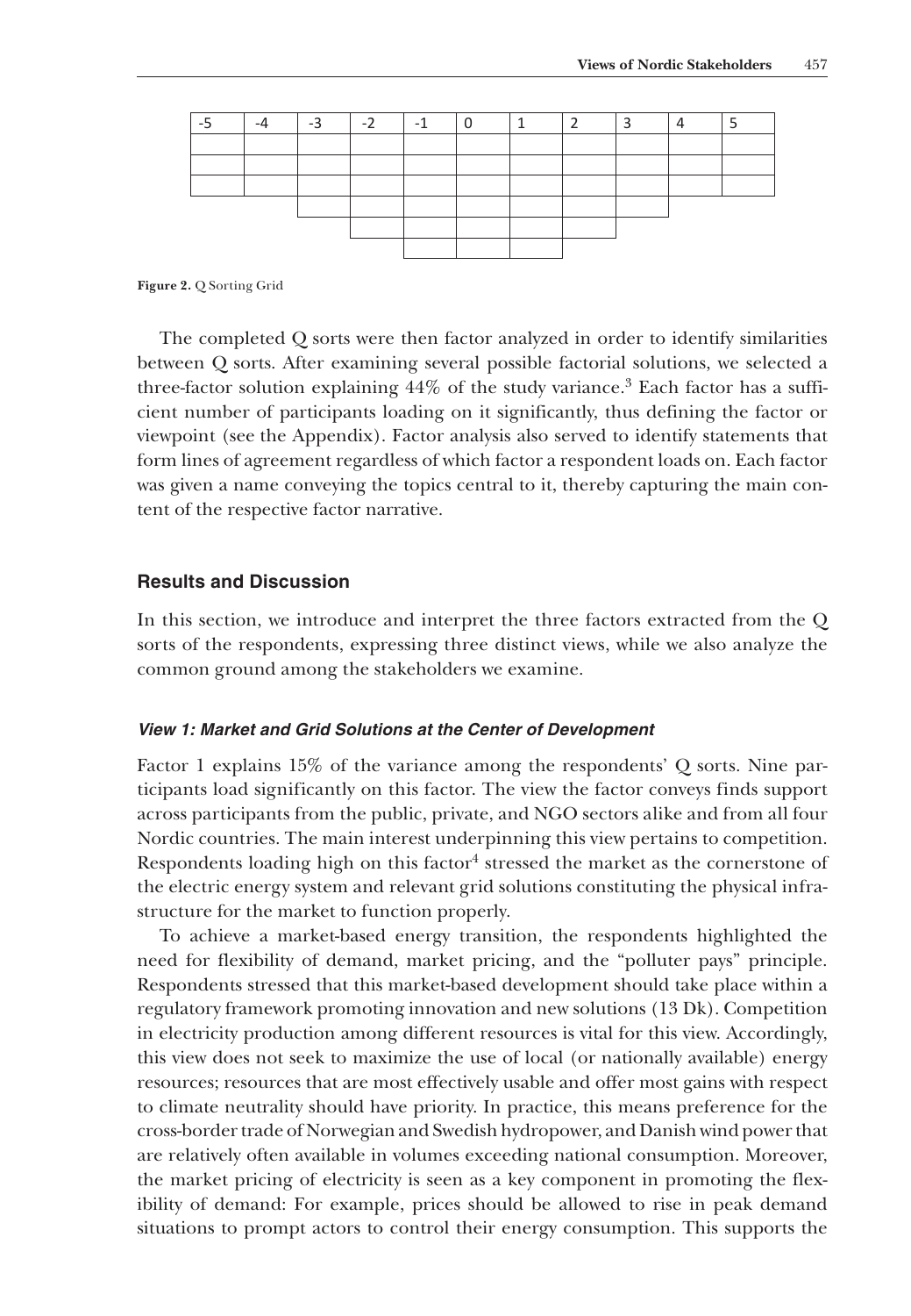| -5 | -4 | -3 | -2 | -1 | 0 | 1 | 2 | 3 | 4 | 5 |
|---|---|---|---|---|---|---|---|---|---|---|
| | | | | | | | | | | |
| | | | | | | | | | | |
| | | | | | | | | | | |
| | | | | | | | | | | |
| | | | | | | | | | | |
| | | | | | | | | | | |

**Figure 2.** Q Sorting Grid

The completed Q sorts were then factor analyzed in order to identify similarities between Q sorts. After examining several possible factorial solutions, we selected a three-factor solution explaining 44% of the study variance.[3] Each factor has a sufficient number of participants loading on it significantly, thus defining the factor or viewpoint (see the Appendix). Factor analysis also served to identify statements that form lines of agreement regardless of which factor a respondent loads on. Each factor was given a name conveying the topics central to it, thereby capturing the main content of the respective factor narrative.

## Results and Discussion

In this section, we introduce and interpret the three factors extracted from the Q sorts of the respondents, expressing three distinct views, while we also analyze the common ground among the stakeholders we examine.

### *View 1: Market and Grid Solutions at the Center of Development*

Factor 1 explains 15% of the variance among the respondents' Q sorts. Nine participants load significantly on this factor. The view the factor conveys finds support across participants from the public, private, and NGO sectors alike and from all four Nordic countries. The main interest underpinning this view pertains to competition. Respondents loading high on this factor[4] stressed the market as the cornerstone of the electric energy system and relevant grid solutions constituting the physical infrastructure for the market to function properly.

To achieve a market-based energy transition, the respondents highlighted the need for flexibility of demand, market pricing, and the "polluter pays" principle. Respondents stressed that this market-based development should take place within a regulatory framework promoting innovation and new solutions (13 Dk). Competition in electricity production among different resources is vital for this view. Accordingly, this view does not seek to maximize the use of local (or nationally available) energy resources; resources that are most effectively usable and offer most gains with respect to climate neutrality should have priority. In practice, this means preference for the cross-border trade of Norwegian and Swedish hydropower, and Danish wind power that are relatively often available in volumes exceeding national consumption. Moreover, the market pricing of electricity is seen as a key component in promoting the flexibility of demand: For example, prices should be allowed to rise in peak demand situations to prompt actors to control their energy consumption. This supports the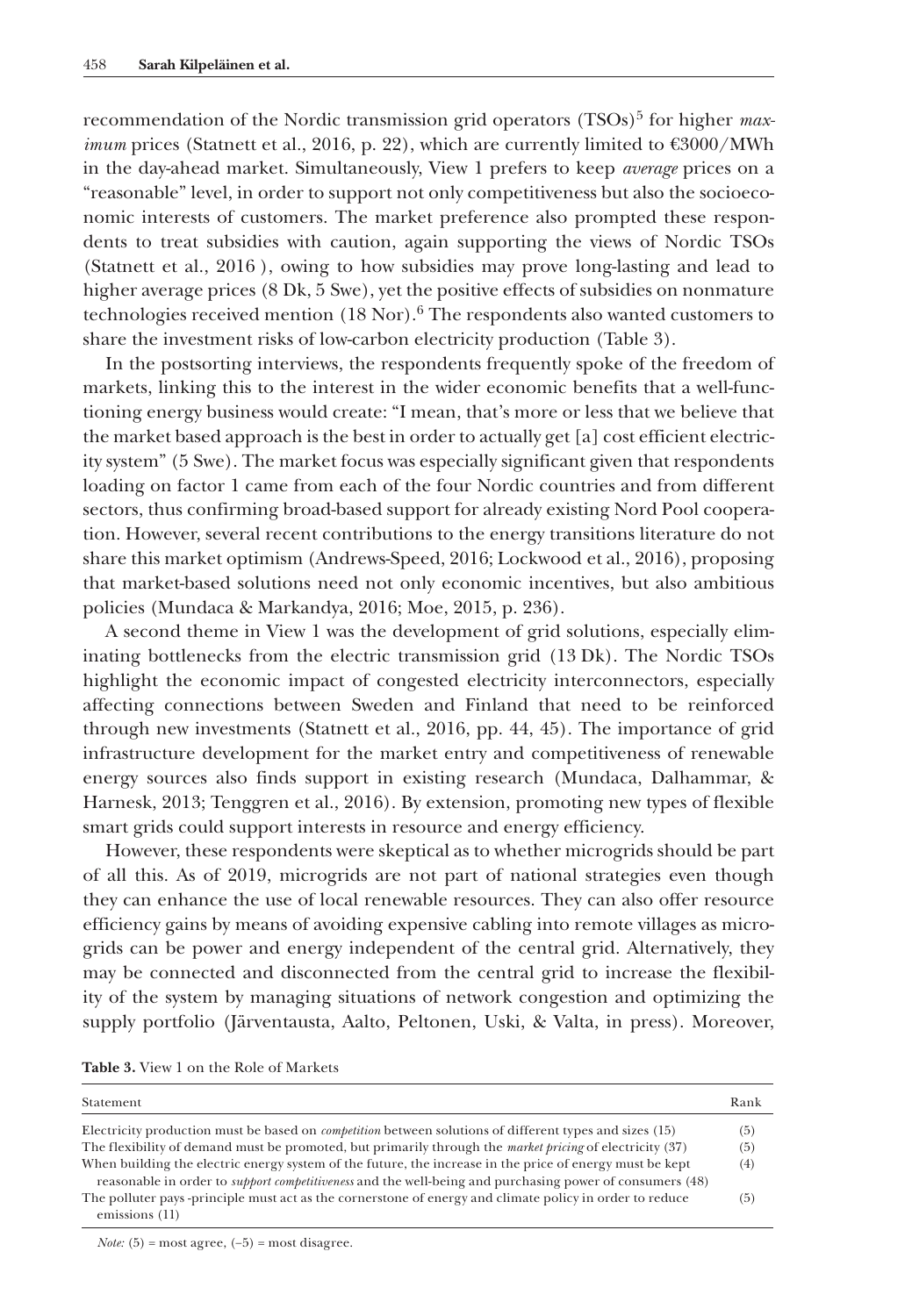recommendation of the Nordic transmission grid operators (TSOs)[5] for higher *maximum* prices (Statnett et al., 2016, p. 22), which are currently limited to €3000/MWh in the day-ahead market. Simultaneously, View 1 prefers to keep *average* prices on a "reasonable" level, in order to support not only competitiveness but also the socioeconomic interests of customers. The market preference also prompted these respondents to treat subsidies with caution, again supporting the views of Nordic TSOs (Statnett et al., 2016 ), owing to how subsidies may prove long-lasting and lead to higher average prices (8 Dk, 5 Swe), yet the positive effects of subsidies on nonmature technologies received mention (18 Nor).[6] The respondents also wanted customers to share the investment risks of low-carbon electricity production (Table 3).

In the postsorting interviews, the respondents frequently spoke of the freedom of markets, linking this to the interest in the wider economic benefits that a well-functioning energy business would create: "I mean, that's more or less that we believe that the market based approach is the best in order to actually get [a] cost efficient electricity system" (5 Swe). The market focus was especially significant given that respondents loading on factor 1 came from each of the four Nordic countries and from different sectors, thus confirming broad-based support for already existing Nord Pool cooperation. However, several recent contributions to the energy transitions literature do not share this market optimism (Andrews-Speed, 2016; Lockwood et al., 2016), proposing that market-based solutions need not only economic incentives, but also ambitious policies (Mundaca & Markandya, 2016; Moe, 2015, p. 236).

A second theme in View 1 was the development of grid solutions, especially eliminating bottlenecks from the electric transmission grid (13 Dk). The Nordic TSOs highlight the economic impact of congested electricity interconnectors, especially affecting connections between Sweden and Finland that need to be reinforced through new investments (Statnett et al., 2016, pp. 44, 45). The importance of grid infrastructure development for the market entry and competitiveness of renewable energy sources also finds support in existing research (Mundaca, Dalhammar, & Harnesk, 2013; Tenggren et al., 2016). By extension, promoting new types of flexible smart grids could support interests in resource and energy efficiency.

However, these respondents were skeptical as to whether microgrids should be part of all this. As of 2019, microgrids are not part of national strategies even though they can enhance the use of local renewable resources. They can also offer resource efficiency gains by means of avoiding expensive cabling into remote villages as microgrids can be power and energy independent of the central grid. Alternatively, they may be connected and disconnected from the central grid to increase the flexibility of the system by managing situations of network congestion and optimizing the supply portfolio (Järventausta, Aalto, Peltonen, Uski, & Valta, in press). Moreover,

**Table 3.** View 1 on the Role of Markets

| Statement | Rank |
|---|---|
| Electricity production must be based on *competition* between solutions of different types and sizes (15) | (5) |
| The flexibility of demand must be promoted, but primarily through the *market pricing* of electricity (37) | (5) |
| When building the electric energy system of the future, the increase in the price of energy must be kept reasonable in order to *support competitiveness* and the well-being and purchasing power of consumers (48) | (4) |
| The polluter pays -principle must act as the cornerstone of energy and climate policy in order to reduce emissions (11) | (5) |

*Note:* (5) = most agree, (−5) = most disagree.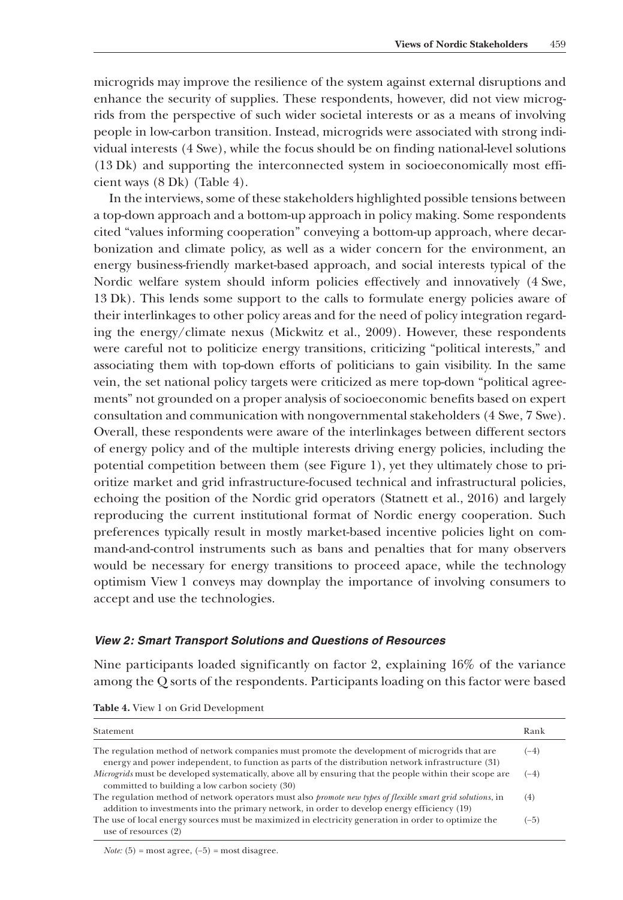microgrids may improve the resilience of the system against external disruptions and enhance the security of supplies. These respondents, however, did not view microgrids from the perspective of such wider societal interests or as a means of involving people in low-carbon transition. Instead, microgrids were associated with strong individual interests (4 Swe), while the focus should be on finding national-level solutions (13 Dk) and supporting the interconnected system in socioeconomically most efficient ways (8 Dk) (Table 4).

In the interviews, some of these stakeholders highlighted possible tensions between a top-down approach and a bottom-up approach in policy making. Some respondents cited "values informing cooperation" conveying a bottom-up approach, where decarbonization and climate policy, as well as a wider concern for the environment, an energy business-friendly market-based approach, and social interests typical of the Nordic welfare system should inform policies effectively and innovatively (4 Swe, 13 Dk). This lends some support to the calls to formulate energy policies aware of their interlinkages to other policy areas and for the need of policy integration regarding the energy/climate nexus (Mickwitz et al., 2009). However, these respondents were careful not to politicize energy transitions, criticizing "political interests," and associating them with top-down efforts of politicians to gain visibility. In the same vein, the set national policy targets were criticized as mere top-down "political agreements" not grounded on a proper analysis of socioeconomic benefits based on expert consultation and communication with nongovernmental stakeholders (4 Swe, 7 Swe). Overall, these respondents were aware of the interlinkages between different sectors of energy policy and of the multiple interests driving energy policies, including the potential competition between them (see Figure 1), yet they ultimately chose to prioritize market and grid infrastructure-focused technical and infrastructural policies, echoing the position of the Nordic grid operators (Statnett et al., 2016) and largely reproducing the current institutional format of Nordic energy cooperation. Such preferences typically result in mostly market-based incentive policies light on command-and-control instruments such as bans and penalties that for many observers would be necessary for energy transitions to proceed apace, while the technology optimism View 1 conveys may downplay the importance of involving consumers to accept and use the technologies.

### *View 2: Smart Transport Solutions and Questions of Resources*

Nine participants loaded significantly on factor 2, explaining 16% of the variance among the Q sorts of the respondents. Participants loading on this factor were based

**Table 4.** View 1 on Grid Development

| Statement | Rank |
|---|---|
| The regulation method of network companies must promote the development of microgrids that are energy and power independent, to function as parts of the distribution network infrastructure (31) | (–4) |
| *Microgrids* must be developed systematically, above all by ensuring that the people within their scope are committed to building a low carbon society (30) | (–4) |
| The regulation method of network operators must also *promote new types of flexible smart grid solutions*, in addition to investments into the primary network, in order to develop energy efficiency (19) | (4) |
| The use of local energy sources must be maximized in electricity generation in order to optimize the use of resources (2) | (–5) |

*Note:* (5) = most agree, (–5) = most disagree.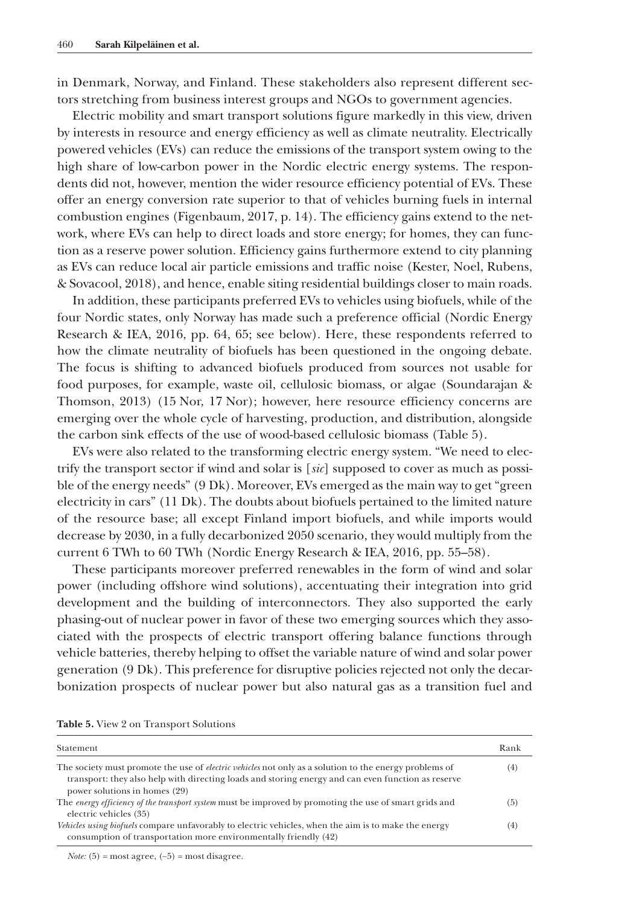in Denmark, Norway, and Finland. These stakeholders also represent different sectors stretching from business interest groups and NGOs to government agencies.

Electric mobility and smart transport solutions figure markedly in this view, driven by interests in resource and energy efficiency as well as climate neutrality. Electrically powered vehicles (EVs) can reduce the emissions of the transport system owing to the high share of low-carbon power in the Nordic electric energy systems. The respondents did not, however, mention the wider resource efficiency potential of EVs. These offer an energy conversion rate superior to that of vehicles burning fuels in internal combustion engines (Figenbaum, 2017, p. 14). The efficiency gains extend to the network, where EVs can help to direct loads and store energy; for homes, they can function as a reserve power solution. Efficiency gains furthermore extend to city planning as EVs can reduce local air particle emissions and traffic noise (Kester, Noel, Rubens, & Sovacool, 2018), and hence, enable siting residential buildings closer to main roads.

In addition, these participants preferred EVs to vehicles using biofuels, while of the four Nordic states, only Norway has made such a preference official (Nordic Energy Research & IEA, 2016, pp. 64, 65; see below). Here, these respondents referred to how the climate neutrality of biofuels has been questioned in the ongoing debate. The focus is shifting to advanced biofuels produced from sources not usable for food purposes, for example, waste oil, cellulosic biomass, or algae (Soundarajan & Thomson, 2013) (15 Nor, 17 Nor); however, here resource efficiency concerns are emerging over the whole cycle of harvesting, production, and distribution, alongside the carbon sink effects of the use of wood-based cellulosic biomass (Table 5).

EVs were also related to the transforming electric energy system. "We need to electrify the transport sector if wind and solar is [*sic*] supposed to cover as much as possible of the energy needs" (9 Dk). Moreover, EVs emerged as the main way to get "green electricity in cars" (11 Dk). The doubts about biofuels pertained to the limited nature of the resource base; all except Finland import biofuels, and while imports would decrease by 2030, in a fully decarbonized 2050 scenario, they would multiply from the current 6 TWh to 60 TWh (Nordic Energy Research & IEA, 2016, pp. 55–58).

These participants moreover preferred renewables in the form of wind and solar power (including offshore wind solutions), accentuating their integration into grid development and the building of interconnectors. They also supported the early phasing-out of nuclear power in favor of these two emerging sources which they associated with the prospects of electric transport offering balance functions through vehicle batteries, thereby helping to offset the variable nature of wind and solar power generation (9 Dk). This preference for disruptive policies rejected not only the decarbonization prospects of nuclear power but also natural gas as a transition fuel and

**Table 5.** View 2 on Transport Solutions

| Statement | Rank |
|---|---|
| The society must promote the use of *electric vehicles* not only as a solution to the energy problems of transport: they also help with directing loads and storing energy and can even function as reserve power solutions in homes (29) | (4) |
| The *energy efficiency of the transport system* must be improved by promoting the use of smart grids and electric vehicles (35) | (5) |
| *Vehicles using biofuels* compare unfavorably to electric vehicles, when the aim is to make the energy consumption of transportation more environmentally friendly (42) | (4) |

*Note:* (5) = most agree, (–5) = most disagree.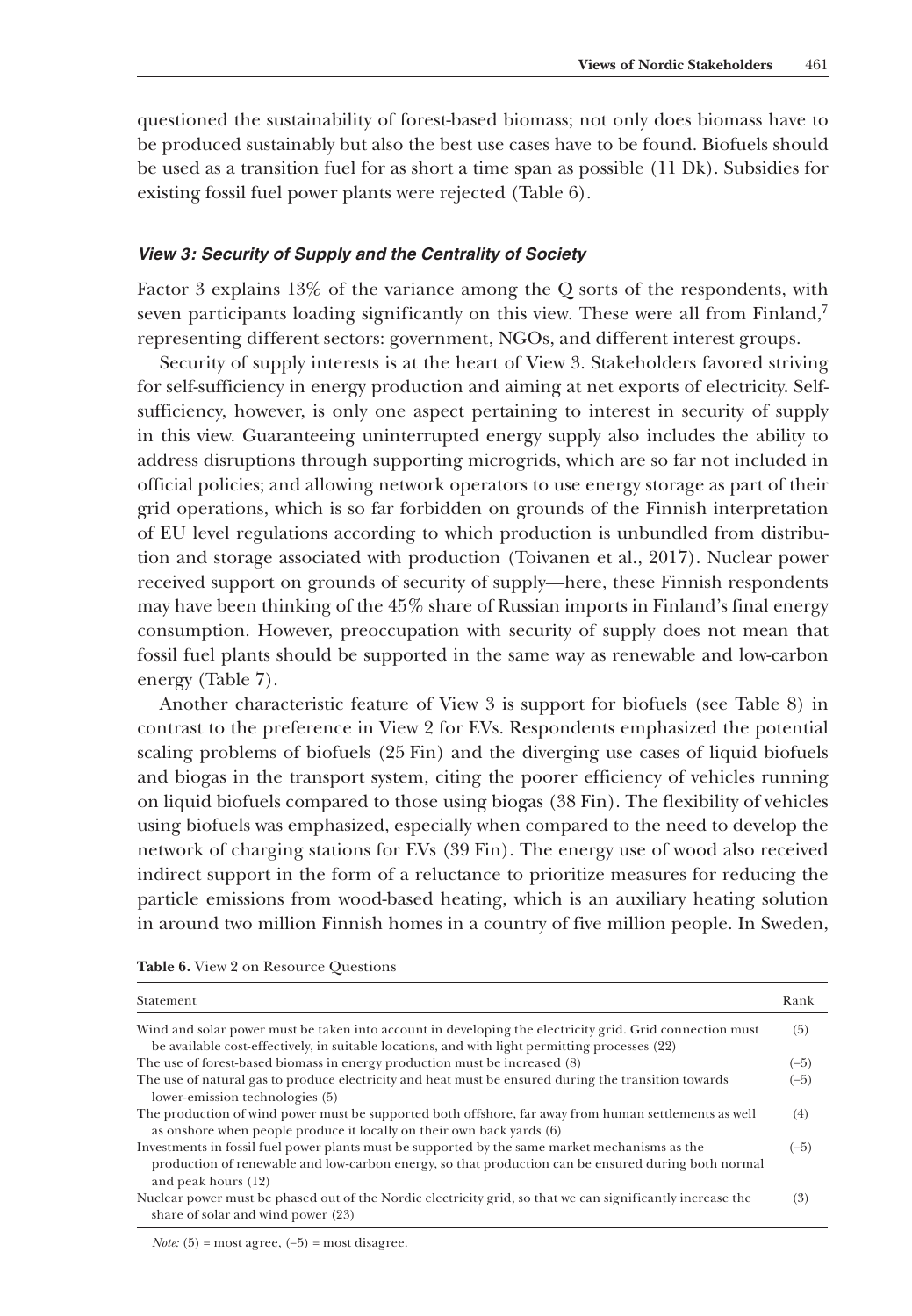questioned the sustainability of forest-based biomass; not only does biomass have to be produced sustainably but also the best use cases have to be found. Biofuels should be used as a transition fuel for as short a time span as possible (11 Dk). Subsidies for existing fossil fuel power plants were rejected (Table 6).

### *View 3: Security of Supply and the Centrality of Society*

Factor 3 explains 13% of the variance among the Q sorts of the respondents, with seven participants loading significantly on this view. These were all from Finland,[7] representing different sectors: government, NGOs, and different interest groups.

Security of supply interests is at the heart of View 3. Stakeholders favored striving for self-sufficiency in energy production and aiming at net exports of electricity. Self-sufficiency, however, is only one aspect pertaining to interest in security of supply in this view. Guaranteeing uninterrupted energy supply also includes the ability to address disruptions through supporting microgrids, which are so far not included in official policies; and allowing network operators to use energy storage as part of their grid operations, which is so far forbidden on grounds of the Finnish interpretation of EU level regulations according to which production is unbundled from distribution and storage associated with production (Toivanen et al., 2017). Nuclear power received support on grounds of security of supply—here, these Finnish respondents may have been thinking of the 45% share of Russian imports in Finland's final energy consumption. However, preoccupation with security of supply does not mean that fossil fuel plants should be supported in the same way as renewable and low-carbon energy (Table 7).

Another characteristic feature of View 3 is support for biofuels (see Table 8) in contrast to the preference in View 2 for EVs. Respondents emphasized the potential scaling problems of biofuels (25 Fin) and the diverging use cases of liquid biofuels and biogas in the transport system, citing the poorer efficiency of vehicles running on liquid biofuels compared to those using biogas (38 Fin). The flexibility of vehicles using biofuels was emphasized, especially when compared to the need to develop the network of charging stations for EVs (39 Fin). The energy use of wood also received indirect support in the form of a reluctance to prioritize measures for reducing the particle emissions from wood-based heating, which is an auxiliary heating solution in around two million Finnish homes in a country of five million people. In Sweden,

**Table 6.** View 2 on Resource Questions

| Statement | Rank |
|---|---|
| Wind and solar power must be taken into account in developing the electricity grid. Grid connection must be available cost-effectively, in suitable locations, and with light permitting processes (22) | (5) |
| The use of forest-based biomass in energy production must be increased (8) | (−5) |
| The use of natural gas to produce electricity and heat must be ensured during the transition towards lower-emission technologies (5) | (−5) |
| The production of wind power must be supported both offshore, far away from human settlements as well as onshore when people produce it locally on their own back yards (6) | (4) |
| Investments in fossil fuel power plants must be supported by the same market mechanisms as the production of renewable and low-carbon energy, so that production can be ensured during both normal and peak hours (12) | (−5) |
| Nuclear power must be phased out of the Nordic electricity grid, so that we can significantly increase the share of solar and wind power (23) | (3) |

*Note:* (5) = most agree, (−5) = most disagree.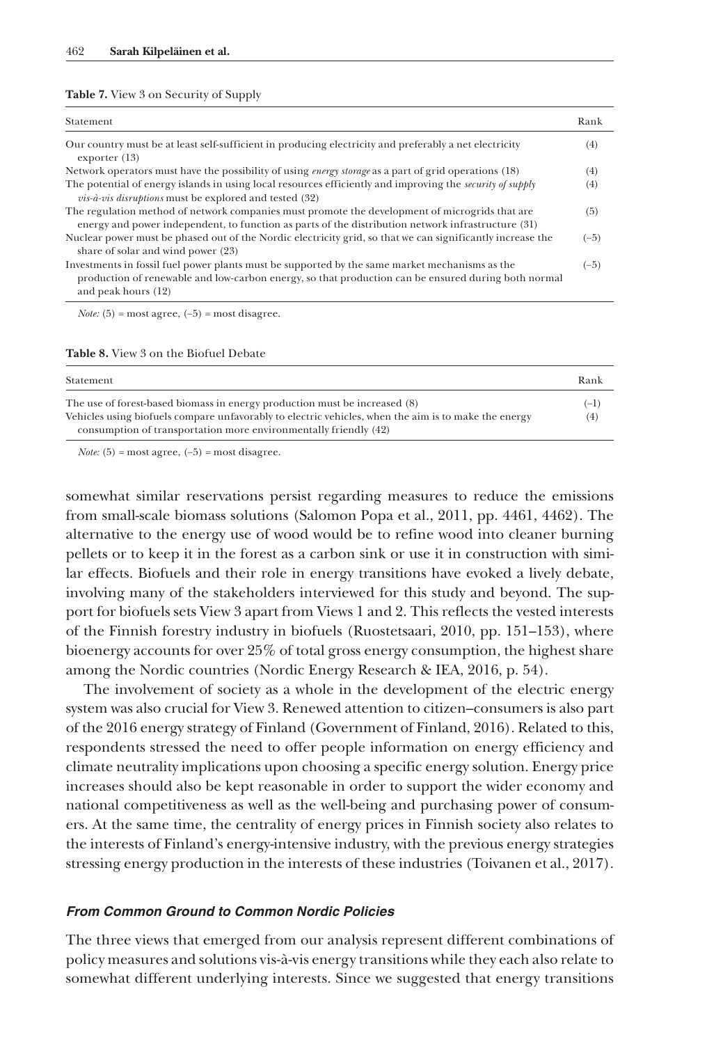**Table 7.** View 3 on Security of Supply

| Statement | Rank |
|---|---|
| Our country must be at least self-sufficient in producing electricity and preferably a net electricity exporter (13) | (4) |
| Network operators must have the possibility of using *energy storage* as a part of grid operations (18) | (4) |
| The potential of energy islands in using local resources efficiently and improving the *security of supply vis-à-vis disruptions* must be explored and tested (32) | (4) |
| The regulation method of network companies must promote the development of microgrids that are energy and power independent, to function as parts of the distribution network infrastructure (31) | (5) |
| Nuclear power must be phased out of the Nordic electricity grid, so that we can significantly increase the share of solar and wind power (23) | (−5) |
| Investments in fossil fuel power plants must be supported by the same market mechanisms as the production of renewable and low-carbon energy, so that production can be ensured during both normal and peak hours (12) | (−5) |

*Note:* (5) = most agree, (−5) = most disagree.

**Table 8.** View 3 on the Biofuel Debate

| Statement | Rank |
|---|---|
| The use of forest-based biomass in energy production must be increased (8) | (−1) |
| Vehicles using biofuels compare unfavorably to electric vehicles, when the aim is to make the energy consumption of transportation more environmentally friendly (42) | (4) |

*Note:* (5) = most agree, (−5) = most disagree.

somewhat similar reservations persist regarding measures to reduce the emissions from small-scale biomass solutions (Salomon Popa et al., 2011, pp. 4461, 4462). The alternative to the energy use of wood would be to refine wood into cleaner burning pellets or to keep it in the forest as a carbon sink or use it in construction with similar effects. Biofuels and their role in energy transitions have evoked a lively debate, involving many of the stakeholders interviewed for this study and beyond. The support for biofuels sets View 3 apart from Views 1 and 2. This reflects the vested interests of the Finnish forestry industry in biofuels (Ruostetsaari, 2010, pp. 151–153), where bioenergy accounts for over 25% of total gross energy consumption, the highest share among the Nordic countries (Nordic Energy Research & IEA, 2016, p. 54).

The involvement of society as a whole in the development of the electric energy system was also crucial for View 3. Renewed attention to citizen–consumers is also part of the 2016 energy strategy of Finland (Government of Finland, 2016). Related to this, respondents stressed the need to offer people information on energy efficiency and climate neutrality implications upon choosing a specific energy solution. Energy price increases should also be kept reasonable in order to support the wider economy and national competitiveness as well as the well-being and purchasing power of consumers. At the same time, the centrality of energy prices in Finnish society also relates to the interests of Finland's energy-intensive industry, with the previous energy strategies stressing energy production in the interests of these industries (Toivanen et al., 2017).

### *From Common Ground to Common Nordic Policies*

The three views that emerged from our analysis represent different combinations of policy measures and solutions vis-à-vis energy transitions while they each also relate to somewhat different underlying interests. Since we suggested that energy transitions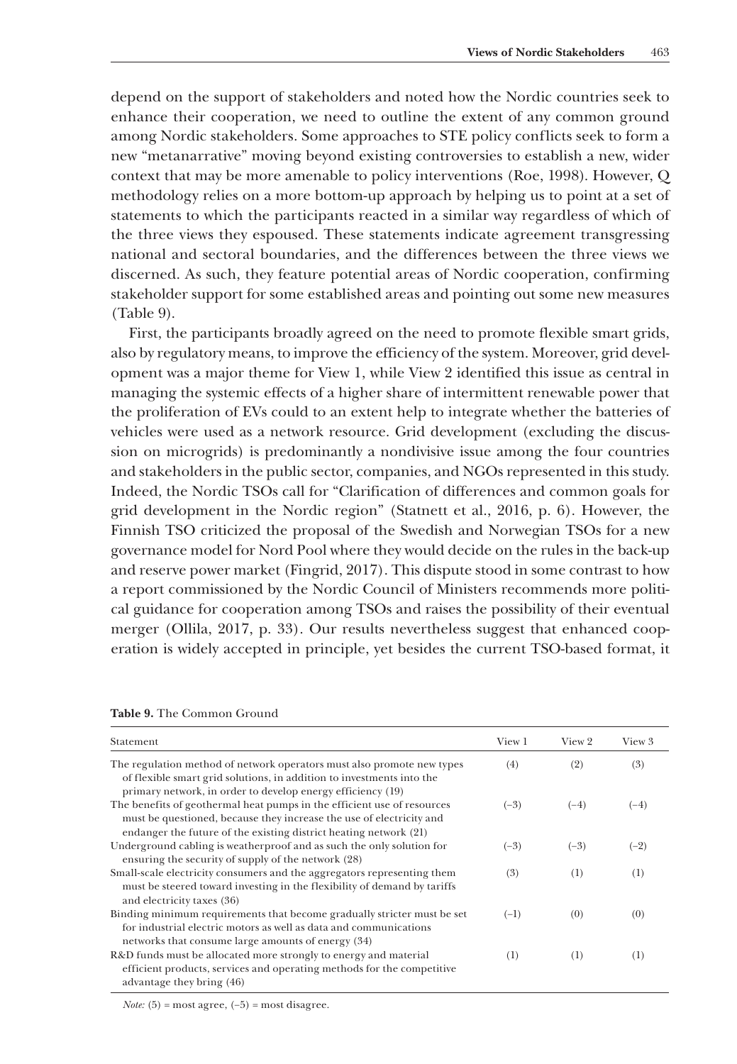depend on the support of stakeholders and noted how the Nordic countries seek to enhance their cooperation, we need to outline the extent of any common ground among Nordic stakeholders. Some approaches to STE policy conflicts seek to form a new "metanarrative" moving beyond existing controversies to establish a new, wider context that may be more amenable to policy interventions (Roe, 1998). However, Q methodology relies on a more bottom-up approach by helping us to point at a set of statements to which the participants reacted in a similar way regardless of which of the three views they espoused. These statements indicate agreement transgressing national and sectoral boundaries, and the differences between the three views we discerned. As such, they feature potential areas of Nordic cooperation, confirming stakeholder support for some established areas and pointing out some new measures (Table 9).

First, the participants broadly agreed on the need to promote flexible smart grids, also by regulatory means, to improve the efficiency of the system. Moreover, grid development was a major theme for View 1, while View 2 identified this issue as central in managing the systemic effects of a higher share of intermittent renewable power that the proliferation of EVs could to an extent help to integrate whether the batteries of vehicles were used as a network resource. Grid development (excluding the discussion on microgrids) is predominantly a nondivisive issue among the four countries and stakeholders in the public sector, companies, and NGOs represented in this study. Indeed, the Nordic TSOs call for "Clarification of differences and common goals for grid development in the Nordic region" (Statnett et al., 2016, p. 6). However, the Finnish TSO criticized the proposal of the Swedish and Norwegian TSOs for a new governance model for Nord Pool where they would decide on the rules in the back-up and reserve power market (Fingrid, 2017). This dispute stood in some contrast to how a report commissioned by the Nordic Council of Ministers recommends more political guidance for cooperation among TSOs and raises the possibility of their eventual merger (Ollila, 2017, p. 33). Our results nevertheless suggest that enhanced cooperation is widely accepted in principle, yet besides the current TSO-based format, it

**Table 9.** The Common Ground

| Statement | View 1 | View 2 | View 3 |
|---|---|---|---|
| The regulation method of network operators must also promote new types of flexible smart grid solutions, in addition to investments into the primary network, in order to develop energy efficiency (19) | (4) | (2) | (3) |
| The benefits of geothermal heat pumps in the efficient use of resources must be questioned, because they increase the use of electricity and endanger the future of the existing district heating network (21) | (−3) | (−4) | (−4) |
| Underground cabling is weatherproof and as such the only solution for ensuring the security of supply of the network (28) | (−3) | (−3) | (−2) |
| Small-scale electricity consumers and the aggregators representing them must be steered toward investing in the flexibility of demand by tariffs and electricity taxes (36) | (3) | (1) | (1) |
| Binding minimum requirements that become gradually stricter must be set for industrial electric motors as well as data and communications networks that consume large amounts of energy (34) | (−1) | (0) | (0) |
| R&D funds must be allocated more strongly to energy and material efficient products, services and operating methods for the competitive advantage they bring (46) | (1) | (1) | (1) |

*Note:* (5) = most agree, (−5) = most disagree.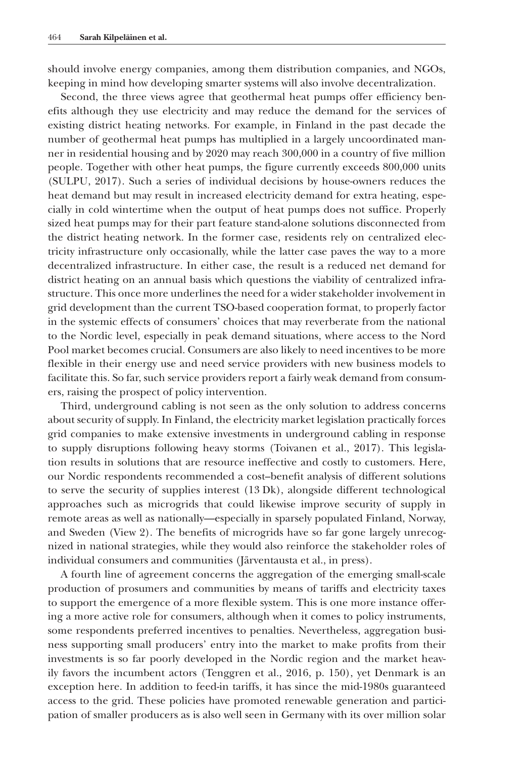should involve energy companies, among them distribution companies, and NGOs, keeping in mind how developing smarter systems will also involve decentralization.

Second, the three views agree that geothermal heat pumps offer efficiency benefits although they use electricity and may reduce the demand for the services of existing district heating networks. For example, in Finland in the past decade the number of geothermal heat pumps has multiplied in a largely uncoordinated manner in residential housing and by 2020 may reach 300,000 in a country of five million people. Together with other heat pumps, the figure currently exceeds 800,000 units (SULPU, 2017). Such a series of individual decisions by house-owners reduces the heat demand but may result in increased electricity demand for extra heating, especially in cold wintertime when the output of heat pumps does not suffice. Properly sized heat pumps may for their part feature stand-alone solutions disconnected from the district heating network. In the former case, residents rely on centralized electricity infrastructure only occasionally, while the latter case paves the way to a more decentralized infrastructure. In either case, the result is a reduced net demand for district heating on an annual basis which questions the viability of centralized infrastructure. This once more underlines the need for a wider stakeholder involvement in grid development than the current TSO-based cooperation format, to properly factor in the systemic effects of consumers' choices that may reverberate from the national to the Nordic level, especially in peak demand situations, where access to the Nord Pool market becomes crucial. Consumers are also likely to need incentives to be more flexible in their energy use and need service providers with new business models to facilitate this. So far, such service providers report a fairly weak demand from consumers, raising the prospect of policy intervention.

Third, underground cabling is not seen as the only solution to address concerns about security of supply. In Finland, the electricity market legislation practically forces grid companies to make extensive investments in underground cabling in response to supply disruptions following heavy storms (Toivanen et al., 2017). This legislation results in solutions that are resource ineffective and costly to customers. Here, our Nordic respondents recommended a cost–benefit analysis of different solutions to serve the security of supplies interest (13 Dk), alongside different technological approaches such as microgrids that could likewise improve security of supply in remote areas as well as nationally—especially in sparsely populated Finland, Norway, and Sweden (View 2). The benefits of microgrids have so far gone largely unrecognized in national strategies, while they would also reinforce the stakeholder roles of individual consumers and communities (Järventausta et al., in press).

A fourth line of agreement concerns the aggregation of the emerging small-scale production of prosumers and communities by means of tariffs and electricity taxes to support the emergence of a more flexible system. This is one more instance offering a more active role for consumers, although when it comes to policy instruments, some respondents preferred incentives to penalties. Nevertheless, aggregation business supporting small producers' entry into the market to make profits from their investments is so far poorly developed in the Nordic region and the market heavily favors the incumbent actors (Tenggren et al., 2016, p. 150), yet Denmark is an exception here. In addition to feed-in tariffs, it has since the mid-1980s guaranteed access to the grid. These policies have promoted renewable generation and participation of smaller producers as is also well seen in Germany with its over million solar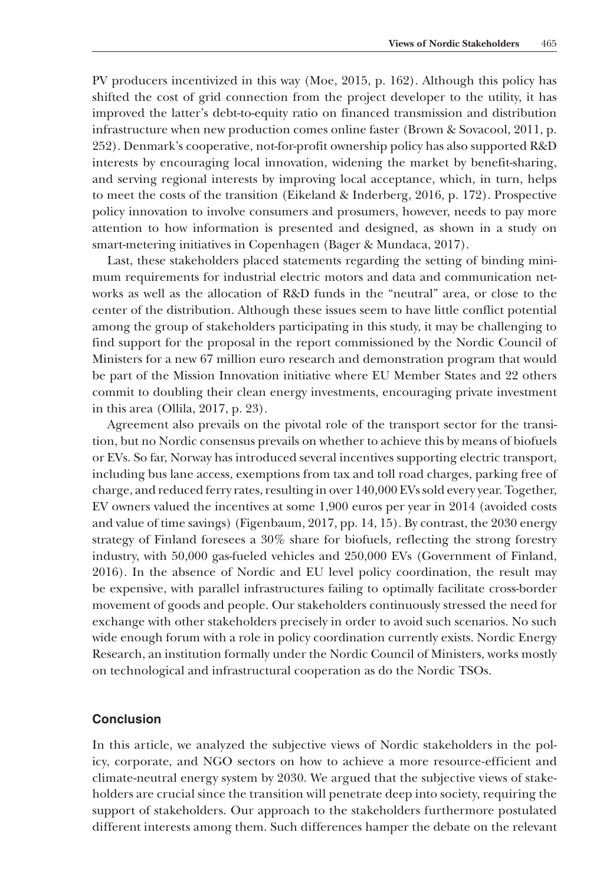PV producers incentivized in this way (Moe, 2015, p. 162). Although this policy has shifted the cost of grid connection from the project developer to the utility, it has improved the latter's debt-to-equity ratio on financed transmission and distribution infrastructure when new production comes online faster (Brown & Sovacool, 2011, p. 252). Denmark's cooperative, not-for-profit ownership policy has also supported R&D interests by encouraging local innovation, widening the market by benefit-sharing, and serving regional interests by improving local acceptance, which, in turn, helps to meet the costs of the transition (Eikeland & Inderberg, 2016, p. 172). Prospective policy innovation to involve consumers and prosumers, however, needs to pay more attention to how information is presented and designed, as shown in a study on smart-metering initiatives in Copenhagen (Bager & Mundaca, 2017).

Last, these stakeholders placed statements regarding the setting of binding minimum requirements for industrial electric motors and data and communication networks as well as the allocation of R&D funds in the "neutral" area, or close to the center of the distribution. Although these issues seem to have little conflict potential among the group of stakeholders participating in this study, it may be challenging to find support for the proposal in the report commissioned by the Nordic Council of Ministers for a new 67 million euro research and demonstration program that would be part of the Mission Innovation initiative where EU Member States and 22 others commit to doubling their clean energy investments, encouraging private investment in this area (Ollila, 2017, p. 23).

Agreement also prevails on the pivotal role of the transport sector for the transition, but no Nordic consensus prevails on whether to achieve this by means of biofuels or EVs. So far, Norway has introduced several incentives supporting electric transport, including bus lane access, exemptions from tax and toll road charges, parking free of charge, and reduced ferry rates, resulting in over 140,000 EVs sold every year. Together, EV owners valued the incentives at some 1,900 euros per year in 2014 (avoided costs and value of time savings) (Figenbaum, 2017, pp. 14, 15). By contrast, the 2030 energy strategy of Finland foresees a 30% share for biofuels, reflecting the strong forestry industry, with 50,000 gas-fueled vehicles and 250,000 EVs (Government of Finland, 2016). In the absence of Nordic and EU level policy coordination, the result may be expensive, with parallel infrastructures failing to optimally facilitate cross-border movement of goods and people. Our stakeholders continuously stressed the need for exchange with other stakeholders precisely in order to avoid such scenarios. No such wide enough forum with a role in policy coordination currently exists. Nordic Energy Research, an institution formally under the Nordic Council of Ministers, works mostly on technological and infrastructural cooperation as do the Nordic TSOs.

## Conclusion

In this article, we analyzed the subjective views of Nordic stakeholders in the policy, corporate, and NGO sectors on how to achieve a more resource-efficient and climate-neutral energy system by 2030. We argued that the subjective views of stakeholders are crucial since the transition will penetrate deep into society, requiring the support of stakeholders. Our approach to the stakeholders furthermore postulated different interests among them. Such differences hamper the debate on the relevant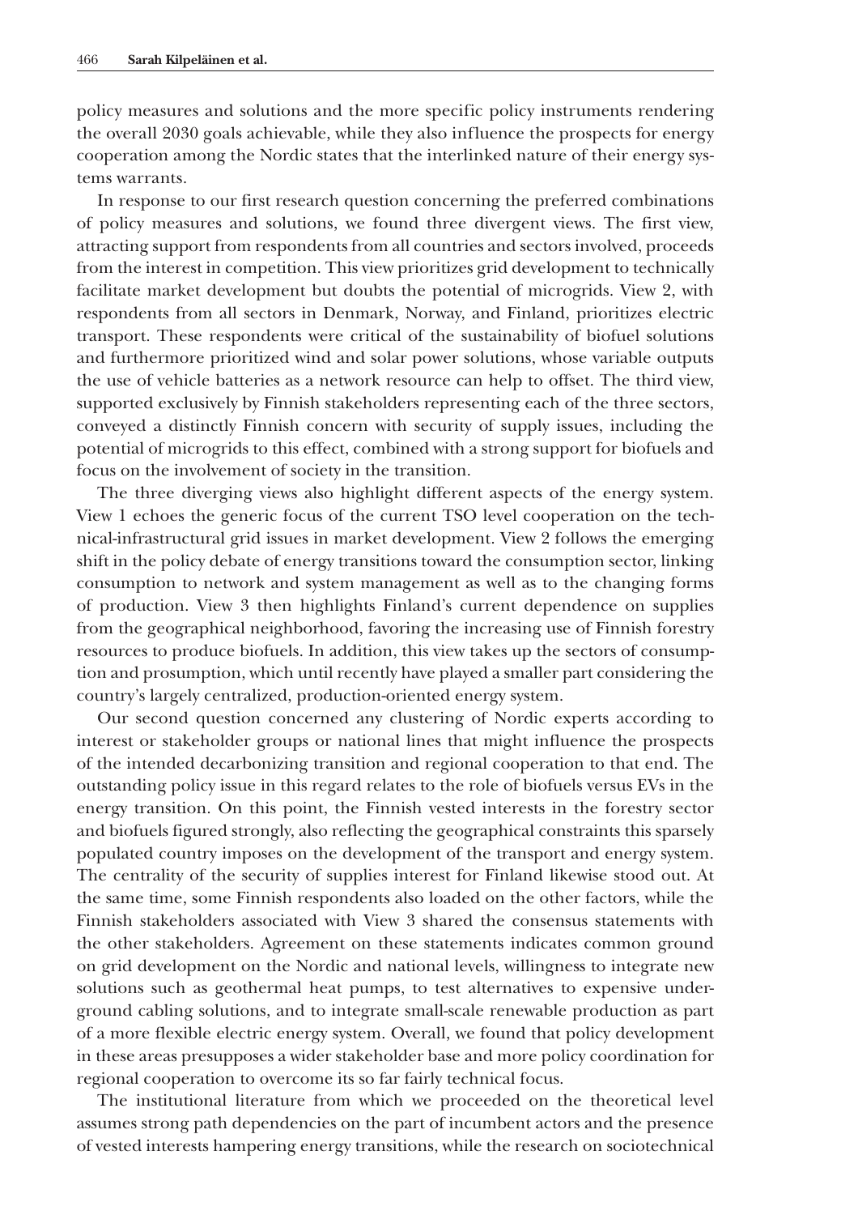policy measures and solutions and the more specific policy instruments rendering the overall 2030 goals achievable, while they also influence the prospects for energy cooperation among the Nordic states that the interlinked nature of their energy systems warrants.

In response to our first research question concerning the preferred combinations of policy measures and solutions, we found three divergent views. The first view, attracting support from respondents from all countries and sectors involved, proceeds from the interest in competition. This view prioritizes grid development to technically facilitate market development but doubts the potential of microgrids. View 2, with respondents from all sectors in Denmark, Norway, and Finland, prioritizes electric transport. These respondents were critical of the sustainability of biofuel solutions and furthermore prioritized wind and solar power solutions, whose variable outputs the use of vehicle batteries as a network resource can help to offset. The third view, supported exclusively by Finnish stakeholders representing each of the three sectors, conveyed a distinctly Finnish concern with security of supply issues, including the potential of microgrids to this effect, combined with a strong support for biofuels and focus on the involvement of society in the transition.

The three diverging views also highlight different aspects of the energy system. View 1 echoes the generic focus of the current TSO level cooperation on the technical-infrastructural grid issues in market development. View 2 follows the emerging shift in the policy debate of energy transitions toward the consumption sector, linking consumption to network and system management as well as to the changing forms of production. View 3 then highlights Finland's current dependence on supplies from the geographical neighborhood, favoring the increasing use of Finnish forestry resources to produce biofuels. In addition, this view takes up the sectors of consumption and prosumption, which until recently have played a smaller part considering the country's largely centralized, production-oriented energy system.

Our second question concerned any clustering of Nordic experts according to interest or stakeholder groups or national lines that might influence the prospects of the intended decarbonizing transition and regional cooperation to that end. The outstanding policy issue in this regard relates to the role of biofuels versus EVs in the energy transition. On this point, the Finnish vested interests in the forestry sector and biofuels figured strongly, also reflecting the geographical constraints this sparsely populated country imposes on the development of the transport and energy system. The centrality of the security of supplies interest for Finland likewise stood out. At the same time, some Finnish respondents also loaded on the other factors, while the Finnish stakeholders associated with View 3 shared the consensus statements with the other stakeholders. Agreement on these statements indicates common ground on grid development on the Nordic and national levels, willingness to integrate new solutions such as geothermal heat pumps, to test alternatives to expensive underground cabling solutions, and to integrate small-scale renewable production as part of a more flexible electric energy system. Overall, we found that policy development in these areas presupposes a wider stakeholder base and more policy coordination for regional cooperation to overcome its so far fairly technical focus.

The institutional literature from which we proceeded on the theoretical level assumes strong path dependencies on the part of incumbent actors and the presence of vested interests hampering energy transitions, while the research on sociotechnical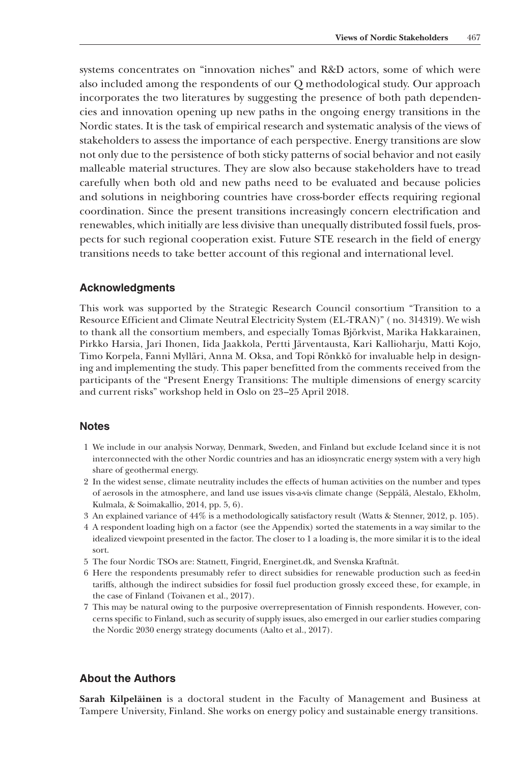systems concentrates on "innovation niches" and R&D actors, some of which were also included among the respondents of our Q methodological study. Our approach incorporates the two literatures by suggesting the presence of both path dependencies and innovation opening up new paths in the ongoing energy transitions in the Nordic states. It is the task of empirical research and systematic analysis of the views of stakeholders to assess the importance of each perspective. Energy transitions are slow not only due to the persistence of both sticky patterns of social behavior and not easily malleable material structures. They are slow also because stakeholders have to tread carefully when both old and new paths need to be evaluated and because policies and solutions in neighboring countries have cross-border effects requiring regional coordination. Since the present transitions increasingly concern electrification and renewables, which initially are less divisive than unequally distributed fossil fuels, prospects for such regional cooperation exist. Future STE research in the field of energy transitions needs to take better account of this regional and international level.

## Acknowledgments

This work was supported by the Strategic Research Council consortium "Transition to a Resource Efficient and Climate Neutral Electricity System (EL-TRAN)" ( no. 314319). We wish to thank all the consortium members, and especially Tomas Björkvist, Marika Hakkarainen, Pirkko Harsia, Jari Ihonen, Iida Jaakkola, Pertti Järventausta, Kari Kallioharju, Matti Kojo, Timo Korpela, Fanni Mylläri, Anna M. Oksa, and Topi Rönkkö for invaluable help in designing and implementing the study. This paper benefitted from the comments received from the participants of the "Present Energy Transitions: The multiple dimensions of energy scarcity and current risks" workshop held in Oslo on 23–25 April 2018.

## Notes

1 We include in our analysis Norway, Denmark, Sweden, and Finland but exclude Iceland since it is not interconnected with the other Nordic countries and has an idiosyncratic energy system with a very high share of geothermal energy.

2 In the widest sense, climate neutrality includes the effects of human activities on the number and types of aerosols in the atmosphere, and land use issues vis-a-vis climate change (Seppälä, Alestalo, Ekholm, Kulmala, & Soimakallio, 2014, pp. 5, 6).

3 An explained variance of 44% is a methodologically satisfactory result (Watts & Stenner, 2012, p. 105).

4 A respondent loading high on a factor (see the Appendix) sorted the statements in a way similar to the idealized viewpoint presented in the factor. The closer to 1 a loading is, the more similar it is to the ideal sort.

5 The four Nordic TSOs are: Statnett, Fingrid, Energinet.dk, and Svenska Kraftnät.

6 Here the respondents presumably refer to direct subsidies for renewable production such as feed-in tariffs, although the indirect subsidies for fossil fuel production grossly exceed these, for example, in the case of Finland (Toivanen et al., 2017).

7 This may be natural owing to the purposive overrepresentation of Finnish respondents. However, concerns specific to Finland, such as security of supply issues, also emerged in our earlier studies comparing the Nordic 2030 energy strategy documents (Aalto et al., 2017).

## About the Authors

**Sarah Kilpeläinen** is a doctoral student in the Faculty of Management and Business at Tampere University, Finland. She works on energy policy and sustainable energy transitions.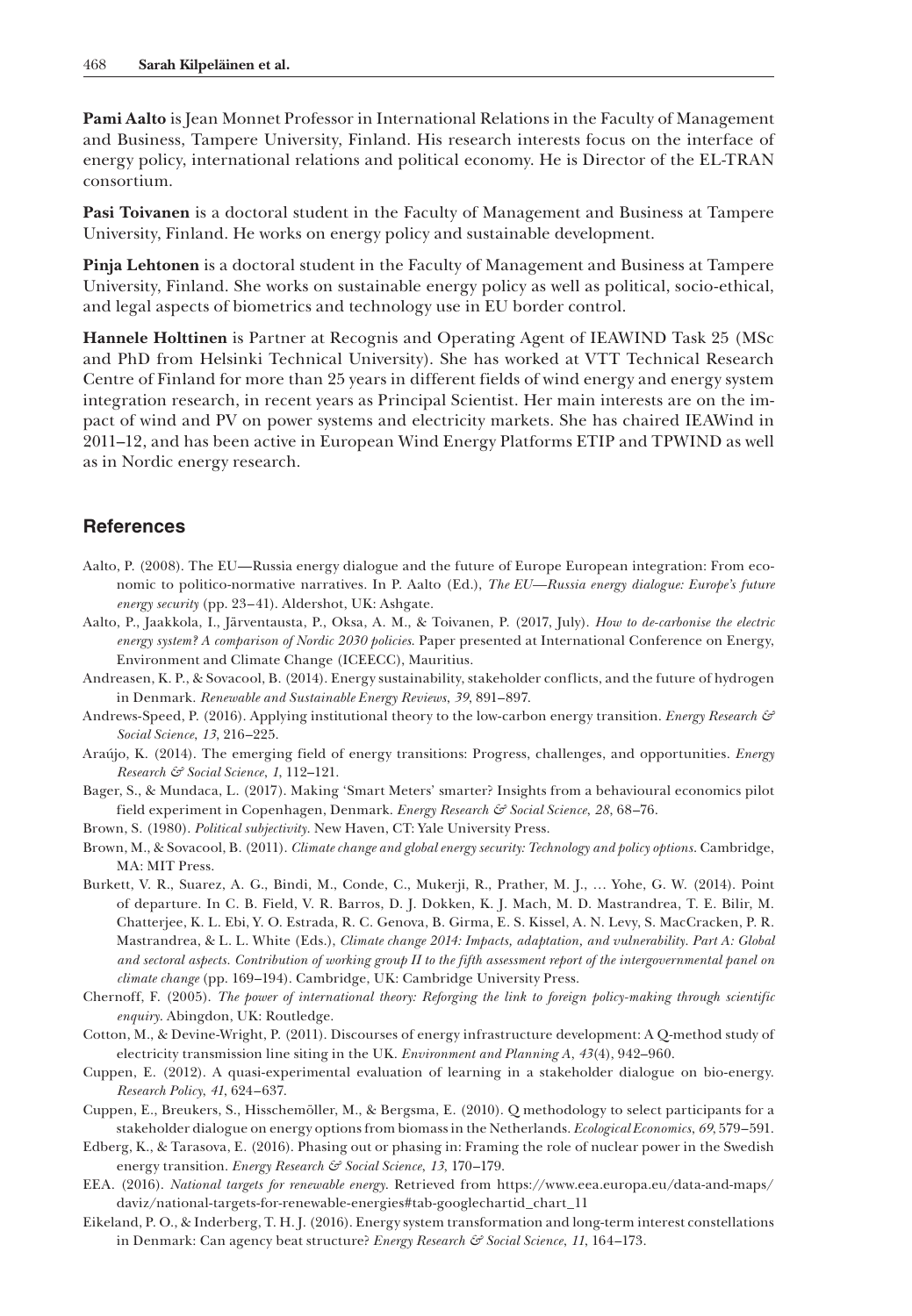**Pami Aalto** is Jean Monnet Professor in International Relations in the Faculty of Management and Business, Tampere University, Finland. His research interests focus on the interface of energy policy, international relations and political economy. He is Director of the EL-TRAN consortium.

**Pasi Toivanen** is a doctoral student in the Faculty of Management and Business at Tampere University, Finland. He works on energy policy and sustainable development.

**Pinja Lehtonen** is a doctoral student in the Faculty of Management and Business at Tampere University, Finland. She works on sustainable energy policy as well as political, socio-ethical, and legal aspects of biometrics and technology use in EU border control.

**Hannele Holttinen** is Partner at Recognis and Operating Agent of IEAWIND Task 25 (MSc and PhD from Helsinki Technical University). She has worked at VTT Technical Research Centre of Finland for more than 25 years in different fields of wind energy and energy system integration research, in recent years as Principal Scientist. Her main interests are on the impact of wind and PV on power systems and electricity markets. She has chaired IEAWind in 2011–12, and has been active in European Wind Energy Platforms ETIP and TPWIND as well as in Nordic energy research.

## References

Aalto, P. (2008). The EU—Russia energy dialogue and the future of Europe European integration: From economic to politico-normative narratives. In P. Aalto (Ed.), *The EU—Russia energy dialogue: Europe's future energy security* (pp. 23–41). Aldershot, UK: Ashgate.

Aalto, P., Jaakkola, I., Järventausta, P., Oksa, A. M., & Toivanen, P. (2017, July). *How to de-carbonise the electric energy system? A comparison of Nordic 2030 policies*. Paper presented at International Conference on Energy, Environment and Climate Change (ICEECC), Mauritius.

Andreasen, K. P., & Sovacool, B. (2014). Energy sustainability, stakeholder conflicts, and the future of hydrogen in Denmark. *Renewable and Sustainable Energy Reviews*, *39*, 891–897.

Andrews-Speed, P. (2016). Applying institutional theory to the low-carbon energy transition. *Energy Research & Social Science*, *13*, 216–225.

Araújo, K. (2014). The emerging field of energy transitions: Progress, challenges, and opportunities. *Energy Research & Social Science*, *1*, 112–121.

Bager, S., & Mundaca, L. (2017). Making 'Smart Meters' smarter? Insights from a behavioural economics pilot field experiment in Copenhagen, Denmark. *Energy Research & Social Science*, *28*, 68–76.

Brown, S. (1980). *Political subjectivity*. New Haven, CT: Yale University Press.

Brown, M., & Sovacool, B. (2011). *Climate change and global energy security: Technology and policy options*. Cambridge, MA: MIT Press.

Burkett, V. R., Suarez, A. G., Bindi, M., Conde, C., Mukerji, R., Prather, M. J., … Yohe, G. W. (2014). Point of departure. In C. B. Field, V. R. Barros, D. J. Dokken, K. J. Mach, M. D. Mastrandrea, T. E. Bilir, M. Chatterjee, K. L. Ebi, Y. O. Estrada, R. C. Genova, B. Girma, E. S. Kissel, A. N. Levy, S. MacCracken, P. R. Mastrandrea, & L. L. White (Eds.), *Climate change 2014: Impacts, adaptation, and vulnerability. Part A: Global and sectoral aspects. Contribution of working group II to the fifth assessment report of the intergovernmental panel on climate change* (pp. 169–194). Cambridge, UK: Cambridge University Press.

Chernoff, F. (2005). *The power of international theory: Reforging the link to foreign policy-making through scientific enquiry*. Abingdon, UK: Routledge.

Cotton, M., & Devine-Wright, P. (2011). Discourses of energy infrastructure development: A Q-method study of electricity transmission line siting in the UK. *Environment and Planning A*, *43*(4), 942–960.

Cuppen, E. (2012). A quasi-experimental evaluation of learning in a stakeholder dialogue on bio-energy. *Research Policy*, *41*, 624–637.

Cuppen, E., Breukers, S., Hisschemöller, M., & Bergsma, E. (2010). Q methodology to select participants for a stakeholder dialogue on energy options from biomass in the Netherlands. *Ecological Economics*, *69*, 579–591.

Edberg, K., & Tarasova, E. (2016). Phasing out or phasing in: Framing the role of nuclear power in the Swedish energy transition. *Energy Research & Social Science*, *13*, 170–179.

EEA. (2016). *National targets for renewable energy*. Retrieved from https://www.eea.europa.eu/data-and-maps/daviz/national-targets-for-renewable-energies#tab-googlechartid_chart_11

Eikeland, P. O., & Inderberg, T. H. J. (2016). Energy system transformation and long-term interest constellations in Denmark: Can agency beat structure? *Energy Research & Social Science*, *11*, 164–173.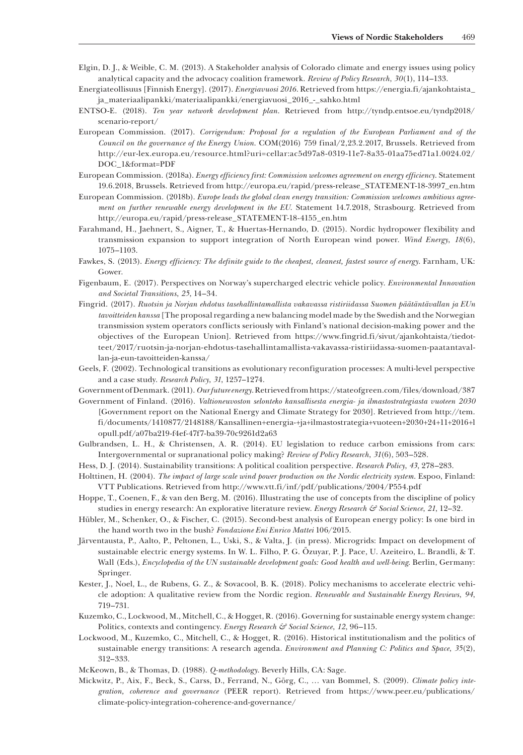Elgin, D. J., & Weible, C. M. (2013). A Stakeholder analysis of Colorado climate and energy issues using policy analytical capacity and the advocacy coalition framework. *Review of Policy Research*, *30*(1), 114–133.

Energiateollisuus [Finnish Energy]. (2017). *Energiavuosi 2016*. Retrieved from https://energia.fi/ajankohtaista_ja_materiaalipankki/materiaalipankki/energiavuosi_2016_-_sahko.html

ENTSO-E. (2018). *Ten year network development plan*. Retrieved from http://tyndp.entsoe.eu/tyndp2018/scenario-report/

European Commission. (2017). *Corrigendum: Proposal for a regulation of the European Parliament and of the Council on the governance of the Energy Union*. COM(2016) 759 final/2,23.2.2017, Brussels. Retrieved from http://eur-lex.europa.eu/resource.html?uri=cellar:ac5d97a8-0319-11e7-8a35-01aa75ed71a1.0024.02/DOC_1&format=PDF

European Commission. (2018a). *Energy efficiency first: Commission welcomes agreement on energy efficiency*. Statement 19.6.2018, Brussels. Retrieved from http://europa.eu/rapid/press-release_STATEMENT-18-3997_en.htm

European Commission. (2018b). *Europe leads the global clean energy transition: Commission welcomes ambitious agreement on further renewable energy development in the EU*. Statement 14.7.2018, Strasbourg. Retrieved from http://europa.eu/rapid/press-release_STATEMENT-18-4155_en.htm

Farahmand, H., Jaehnert, S., Aigner, T., & Huertas-Hernando, D. (2015). Nordic hydropower flexibility and transmission expansion to support integration of North European wind power. *Wind Energy*, *18*(6), 1075–1103.

Fawkes, S. (2013). *Energy efficiency: The definite guide to the cheapest, cleanest, fastest source of energy*. Farnham, UK: Gower.

Figenbaum, E. (2017). Perspectives on Norway's supercharged electric vehicle policy. *Environmental Innovation and Societal Transitions*, *25*, 14–34.

Fingrid. (2017). *Ruotsin ja Norjan ehdotus tasehallintamallista vakavassa ristiriidassa Suomen päätäntävallan ja EUn tavoitteiden kanssa* [The proposal regarding a new balancing model made by the Swedish and the Norwegian transmission system operators conflicts seriously with Finland's national decision-making power and the objectives of the European Union]. Retrieved from https://www.fingrid.fi/sivut/ajankohtaista/tiedotteet/2017/ruotsin-ja-norjan-ehdotus-tasehallintamallista-vakavassa-ristiriidassa-suomen-paatantavallan-ja-eun-tavoitteiden-kanssa/

Geels, F. (2002). Technological transitions as evolutionary reconfiguration processes: A multi-level perspective and a case study. *Research Policy*, *31*, 1257–1274.

Government of Denmark. (2011). *Our future energy*. Retrieved from https://stateofgreen.com/files/download/387

Government of Finland. (2016). *Valtioneuvoston selonteko kansallisesta energia- ja ilmastostrategiasta vuoteen 2030* [Government report on the National Energy and Climate Strategy for 2030]. Retrieved from http://tem.fi/documents/1410877/2148188/Kansallinen+energia-+ja+ilmastostrategia+vuoteen+2030+24+11+2016+lopull.pdf/a07ba219-f4ef-47f7-ba39-70c9261d2a63

Gulbrandsen, L. H., & Christensen, A. R. (2014). EU legislation to reduce carbon emissions from cars: Intergovernmental or supranational policy making? *Review of Policy Research*, *31*(6), 503–528.

Hess, D. J. (2014). Sustainability transitions: A political coalition perspective. *Research Policy*, *43*, 278–283.

Holttinen, H. (2004). *The impact of large scale wind power production on the Nordic electricity system*. Espoo, Finland: VTT Publications. Retrieved from http://www.vtt.fi/inf/pdf/publications/2004/P554.pdf

Hoppe, T., Coenen, F., & van den Berg, M. (2016). Illustrating the use of concepts from the discipline of policy studies in energy research: An explorative literature review. *Energy Research & Social Science*, *21*, 12–32.

Hübler, M., Schenker, O., & Fischer, C. (2015). Second-best analysis of European energy policy: Is one bird in the hand worth two in the bush? *Fondazione Eni Enrico Mattei* 106/2015.

Järventausta, P., Aalto, P., Peltonen, L., Uski, S., & Valta, J. (in press). Microgrids: Impact on development of sustainable electric energy systems. In W. L. Filho, P. G. Özuyar, P. J. Pace, U. Azeiteiro, L. Brandli, & T. Wall (Eds.), *Encyclopedia of the UN sustainable development goals: Good health and well-being*. Berlin, Germany: Springer.

Kester, J., Noel, L., de Rubens, G. Z., & Sovacool, B. K. (2018). Policy mechanisms to accelerate electric vehicle adoption: A qualitative review from the Nordic region. *Renewable and Sustainable Energy Reviews*, *94*, 719–731.

Kuzemko, C., Lockwood, M., Mitchell, C., & Hogget, R. (2016). Governing for sustainable energy system change: Politics, contexts and contingency. *Energy Research & Social Science*, *12*, 96–115.

Lockwood, M., Kuzemko, C., Mitchell, C., & Hogget, R. (2016). Historical institutionalism and the politics of sustainable energy transitions: A research agenda. *Environment and Planning C: Politics and Space*, *35*(2), 312–333.

McKeown, B., & Thomas, D. (1988). *Q-methodology*. Beverly Hills, CA: Sage.

Mickwitz, P., Aix, F., Beck, S., Carss, D., Ferrand, N., Görg, C., … van Bommel, S. (2009). *Climate policy integration, coherence and governance* (PEER report). Retrieved from https://www.peer.eu/publications/climate-policy-integration-coherence-and-governance/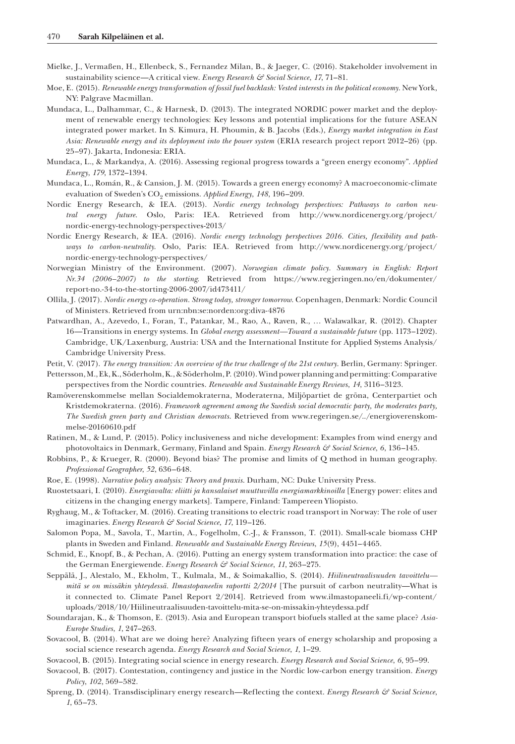Mielke, J., Vermaßen, H., Ellenbeck, S., Fernandez Milan, B., & Jaeger, C. (2016). Stakeholder involvement in sustainability science—A critical view. *Energy Research & Social Science*, *17*, 71–81.

Moe, E. (2015). *Renewable energy transformation of fossil fuel backlash: Vested interests in the political economy*. New York, NY: Palgrave Macmillan.

Mundaca, L., Dalhammar, C., & Harnesk, D. (2013). The integrated NORDIC power market and the deployment of renewable energy technologies: Key lessons and potential implications for the future ASEAN integrated power market. In S. Kimura, H. Phoumin, & B. Jacobs (Eds.), *Energy market integration in East Asia: Renewable energy and its deployment into the power system* (ERIA research project report 2012–26) (pp. 25–97). Jakarta, Indonesia: ERIA.

Mundaca, L., & Markandya, A. (2016). Assessing regional progress towards a "green energy economy". *Applied Energy*, *179*, 1372–1394.

Mundaca, L., Román, R., & Cansion, J. M. (2015). Towards a green energy economy? A macroeconomic-climate evaluation of Sweden's $CO_2$ emissions. *Applied Energy*, *148*, 196–209.

Nordic Energy Research, & IEA. (2013). *Nordic energy technology perspectives: Pathways to carbon neutral energy future*. Oslo, Paris: IEA. Retrieved from http://www.nordicenergy.org/project/nordic-energy-technology-perspectives-2013/

Nordic Energy Research, & IEA. (2016). *Nordic energy technology perspectives 2016. Cities, flexibility and pathways to carbon-neutrality*. Oslo, Paris: IEA. Retrieved from http://www.nordicenergy.org/project/nordic-energy-technology-perspectives/

Norwegian Ministry of the Environment. (2007). *Norwegian climate policy. Summary in English: Report Nr.34 (2006–2007) to the storting*. Retrieved from https://www.regjeringen.no/en/dokumenter/report-no.-34-to-the-storting-2006-2007/id473411/

Ollila, J. (2017). *Nordic energy co-operation. Strong today, stronger tomorrow*. Copenhagen, Denmark: Nordic Council of Ministers. Retrieved from urn:nbn:se:norden:org:diva-4876

Patwardhan, A., Azevedo, I., Foran, T., Patankar, M., Rao, A., Raven, R., … Walawalkar, R. (2012). Chapter 16—Transitions in energy systems. In *Global energy assessment—Toward a sustainable future* (pp. 1173–1202). Cambridge, UK/Laxenburg, Austria: USA and the International Institute for Applied Systems Analysis/Cambridge University Press.

Petit, V. (2017). *The energy transition: An overview of the true challenge of the 21st century*. Berlin, Germany: Springer.

Pettersson, M., Ek, K., Söderholm, K., & Söderholm, P. (2010). Wind power planning and permitting: Comparative perspectives from the Nordic countries. *Renewable and Sustainable Energy Reviews*, *14*, 3116–3123.

Ramöverenskommelse mellan Socialdemokraterna, Moderaterna, Miljöpartiet de gröna, Centerpartiet och Kristdemokraterna. (2016). *Framework agreement among the Swedish social democratic party, the moderates party, The Swedish green party and Christian democrats*. Retrieved from www.regeringen.se/../energioverenskommelse-20160610.pdf

Ratinen, M., & Lund, P. (2015). Policy inclusiveness and niche development: Examples from wind energy and photovoltaics in Denmark, Germany, Finland and Spain. *Energy Research & Social Science*, *6*, 136–145.

Robbins, P., & Krueger, R. (2000). Beyond bias? The promise and limits of Q method in human geography. *Professional Geographer*, *52*, 636–648.

Roe, E. (1998). *Narrative policy analysis: Theory and praxis*. Durham, NC: Duke University Press.

Ruostetsaari, I. (2010). *Energiavalta: eliitti ja kansalaiset muuttuvilla energiamarkkinoilla* [Energy power: elites and citizens in the changing energy markets]. Tampere, Finland: Tampereen Yliopisto.

Ryghaug, M., & Toftacker, M. (2016). Creating transitions to electric road transport in Norway: The role of user imaginaries. *Energy Research & Social Science*, *17*, 119–126.

Salomon Popa, M., Savola, T., Martin, A., Fogelholm, C.-J., & Fransson, T. (2011). Small-scale biomass CHP plants in Sweden and Finland. *Renewable and Sustainable Energy Reviews*, *15*(9), 4451–4465.

Schmid, E., Knopf, B., & Pechan, A. (2016). Putting an energy system transformation into practice: the case of the German Energiewende. *Energy Research & Social Science*, *11*, 263–275.

Seppälä, J., Alestalo, M., Ekholm, T., Kulmala, M., & Soimakallio, S. (2014). *Hiilineutraalisuuden tavoittelu—mitä se on missäkin yhteydessä. Ilmastopaneelin raportti 2/2014* [The pursuit of carbon neutrality—What is it connected to. Climate Panel Report 2/2014]. Retrieved from www.ilmastopaneeli.fi/wp-content/uploads/2018/10/Hiilineutraalisuuden-tavoittelu-mita-se-on-missakin-yhteydessa.pdf

Soundarajan, K., & Thomson, E. (2013). Asia and European transport biofuels stalled at the same place? *Asia-Europe Studies*, *1*, 247–263.

Sovacool, B. (2014). What are we doing here? Analyzing fifteen years of energy scholarship and proposing a social science research agenda. *Energy Research and Social Science*, *1*, 1–29.

Sovacool, B. (2015). Integrating social science in energy research. *Energy Research and Social Science*, *6*, 95–99.

Sovacool, B. (2017). Contestation, contingency and justice in the Nordic low-carbon energy transition. *Energy Policy*, *102*, 569–582.

Spreng, D. (2014). Transdisciplinary energy research—Reflecting the context. *Energy Research & Social Science*, *1*, 65–73.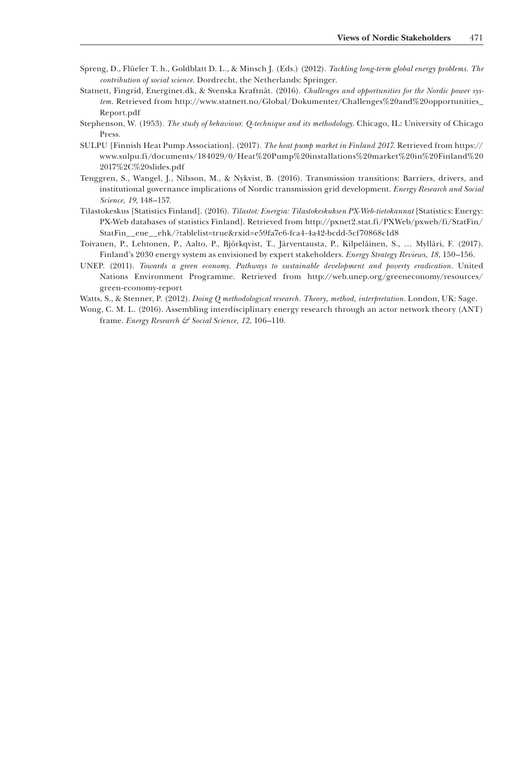Spreng, D., Flüeler T. h., Goldblatt D. L., & Minsch J. (Eds.) (2012). *Tackling long-term global energy problems. The contribution of social science*. Dordrecht, the Netherlands: Springer.

Statnett, Fingrid, Energinet.dk, & Svenska Kraftnät. (2016). *Challenges and opportunities for the Nordic power system*. Retrieved from http://www.statnett.no/Global/Dokumenter/Challenges%20and%20opportunities_Report.pdf

Stephenson, W. (1953). *The study of behaviour. Q-technique and its methodology*. Chicago, IL: University of Chicago Press.

SULPU [Finnish Heat Pump Association]. (2017). *The heat pump market in Finland 2017*. Retrieved from https://www.sulpu.fi/documents/184029/0/Heat%20Pump%20installations%20market%20in%20Finland%202017%2C%20slides.pdf

Tenggren, S., Wangel, J., Nilsson, M., & Nykvist, B. (2016). Transmission transitions: Barriers, drivers, and institutional governance implications of Nordic transmission grid development. *Energy Research and Social Science*, *19*, 148–157.

Tilastokeskus [Statistics Finland]. (2016). *Tilastot: Energia: Tilastokeskuksen PX-Web-tietokannat* [Statistics: Energy: PX-Web databases of statistics Finland]. Retrieved from http://pxnet2.stat.fi/PXWeb/pxweb/fi/StatFin/StatFin__ene__ehk/?tablelist=true&rxid=e59fa7e6-fca4-4a42-bcdd-5cf70868c1d8

Toivanen, P., Lehtonen, P., Aalto, P., Björkqvist, T., Järventausta, P., Kilpeläinen, S., … Mylläri, F. (2017). Finland's 2030 energy system as envisioned by expert stakeholders. *Energy Strategy Reviews*, *18*, 150–156.

UNEP. (2011). *Towards a green economy. Pathways to sustainable development and poverty eradication*. United Nations Environment Programme. Retrieved from http://web.unep.org/greeneconomy/resources/green-economy-report

Watts, S., & Stenner, P. (2012). *Doing Q methodological research. Theory, method, interpretation*. London, UK: Sage.

Wong, C. M. L. (2016). Assembling interdisciplinary energy research through an actor network theory (ANT) frame. *Energy Research & Social Science*, *12*, 106–110.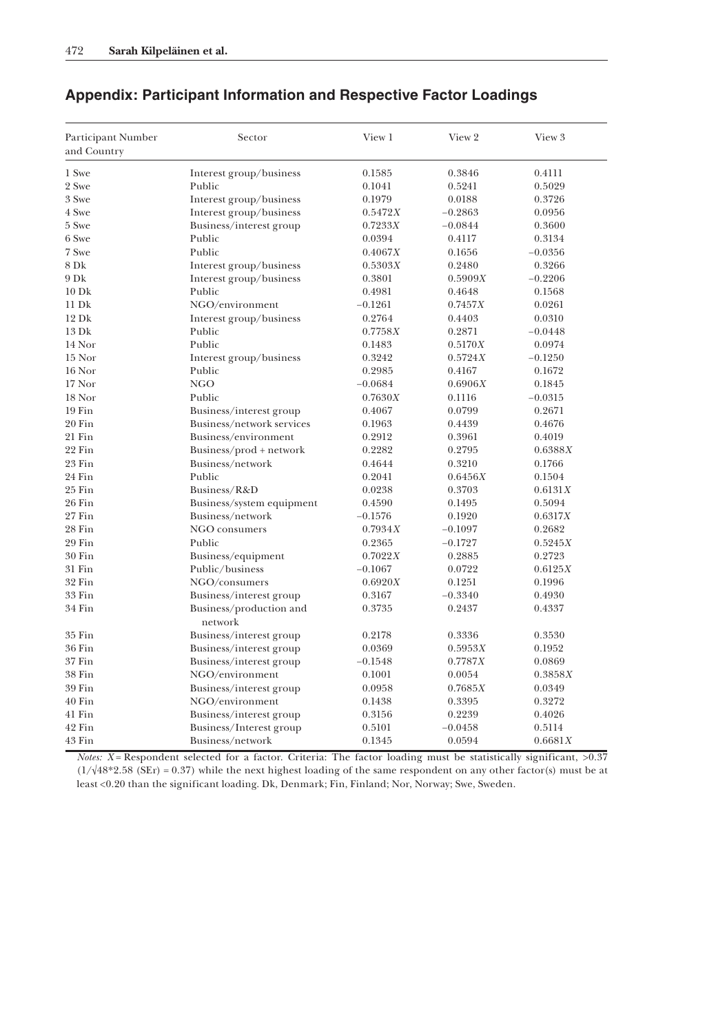## Appendix: Participant Information and Respective Factor Loadings

| Participant Number and Country | Sector | View 1 | View 2 | View 3 |
|---|---|---|---|---|
| 1 Swe | Interest group/business | 0.1585 | 0.3846 | 0.4111 |
| 2 Swe | Public | 0.1041 | 0.5241 | 0.5029 |
| 3 Swe | Interest group/business | 0.1979 | 0.0188 | 0.3726 |
| 4 Swe | Interest group/business | 0.5472*X* | −0.2863 | 0.0956 |
| 5 Swe | Business/interest group | 0.7233*X* | −0.0844 | 0.3600 |
| 6 Swe | Public | 0.0394 | 0.4117 | 0.3134 |
| 7 Swe | Public | 0.4067*X* | 0.1656 | −0.0356 |
| 8 Dk | Interest group/business | 0.5303*X* | 0.2480 | 0.3266 |
| 9 Dk | Interest group/business | 0.3801 | 0.5909*X* | −0.2206 |
| 10 Dk | Public | 0.4981 | 0.4648 | 0.1568 |
| 11 Dk | NGO/environment | −0.1261 | 0.7457*X* | 0.0261 |
| 12 Dk | Interest group/business | 0.2764 | 0.4403 | 0.0310 |
| 13 Dk | Public | 0.7758*X* | 0.2871 | −0.0448 |
| 14 Nor | Public | 0.1483 | 0.5170*X* | 0.0974 |
| 15 Nor | Interest group/business | 0.3242 | 0.5724*X* | −0.1250 |
| 16 Nor | Public | 0.2985 | 0.4167 | 0.1672 |
| 17 Nor | NGO | −0.0684 | 0.6906*X* | 0.1845 |
| 18 Nor | Public | 0.7630*X* | 0.1116 | −0.0315 |
| 19 Fin | Business/interest group | 0.4067 | 0.0799 | 0.2671 |
| 20 Fin | Business/network services | 0.1963 | 0.4439 | 0.4676 |
| 21 Fin | Business/environment | 0.2912 | 0.3961 | 0.4019 |
| 22 Fin | Business/prod + network | 0.2282 | 0.2795 | 0.6388*X* |
| 23 Fin | Business/network | 0.4644 | 0.3210 | 0.1766 |
| 24 Fin | Public | 0.2041 | 0.6456*X* | 0.1504 |
| 25 Fin | Business/R&D | 0.0238 | 0.3703 | 0.6131*X* |
| 26 Fin | Business/system equipment | 0.4590 | 0.1495 | 0.5094 |
| 27 Fin | Business/network | −0.1576 | 0.1920 | 0.6317*X* |
| 28 Fin | NGO consumers | 0.7934*X* | −0.1097 | 0.2682 |
| 29 Fin | Public | 0.2365 | −0.1727 | 0.5245*X* |
| 30 Fin | Business/equipment | 0.7022*X* | 0.2885 | 0.2723 |
| 31 Fin | Public/business | −0.1067 | 0.0722 | 0.6125*X* |
| 32 Fin | NGO/consumers | 0.6920*X* | 0.1251 | 0.1996 |
| 33 Fin | Business/interest group | 0.3167 | −0.3340 | 0.4930 |
| 34 Fin | Business/production and network | 0.3735 | 0.2437 | 0.4337 |
| 35 Fin | Business/interest group | 0.2178 | 0.3336 | 0.3530 |
| 36 Fin | Business/interest group | 0.0369 | 0.5953*X* | 0.1952 |
| 37 Fin | Business/interest group | −0.1548 | 0.7787*X* | 0.0869 |
| 38 Fin | NGO/environment | 0.1001 | 0.0054 | 0.3858*X* |
| 39 Fin | Business/interest group | 0.0958 | 0.7685*X* | 0.0349 |
| 40 Fin | NGO/environment | 0.1438 | 0.3395 | 0.3272 |
| 41 Fin | Business/interest group | 0.3156 | 0.2239 | 0.4026 |
| 42 Fin | Business/Interest group | 0.5101 | −0.0458 | 0.5114 |
| 43 Fin | Business/network | 0.1345 | 0.0594 | 0.6681*X* |

*Notes: X* = Respondent selected for a factor. Criteria: The factor loading must be statistically significant, >0.37 ($1/\sqrt{48}*2.58$ (SEr) = 0.37) while the next highest loading of the same respondent on any other factor(s) must be at least <0.20 than the significant loading. Dk, Denmark; Fin, Finland; Nor, Norway; Swe, Sweden.